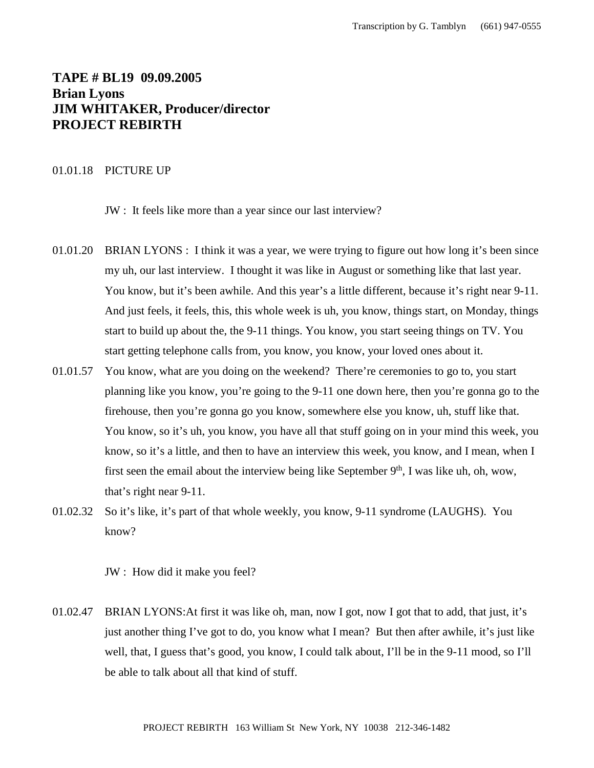**TAPE # BL19 09.09.2005**
**Brian Lyons**
**JIM WHITAKER, Producer/director**
**PROJECT REBIRTH**

01.01.18 PICTURE UP

JW : It feels like more than a year since our last interview?

01.01.20 BRIAN LYONS : I think it was a year, we were trying to figure out how long it's been since my uh, our last interview. I thought it was like in August or something like that last year. You know, but it's been awhile. And this year's a little different, because it's right near 9-11. And just feels, it feels, this, this whole week is uh, you know, things start, on Monday, things start to build up about the, the 9-11 things. You know, you start seeing things on TV. You start getting telephone calls from, you know, you know, your loved ones about it.

01.01.57 You know, what are you doing on the weekend? There're ceremonies to go to, you start planning like you know, you're going to the 9-11 one down here, then you're gonna go to the firehouse, then you're gonna go you know, somewhere else you know, uh, stuff like that. You know, so it's uh, you know, you have all that stuff going on in your mind this week, you know, so it's a little, and then to have an interview this week, you know, and I mean, when I first seen the email about the interview being like September 9th, I was like uh, oh, wow, that's right near 9-11.

01.02.32 So it's like, it's part of that whole weekly, you know, 9-11 syndrome (LAUGHS). You know?

JW : How did it make you feel?

01.02.47 BRIAN LYONS:At first it was like oh, man, now I got, now I got that to add, that just, it's just another thing I've got to do, you know what I mean? But then after awhile, it's just like well, that, I guess that's good, you know, I could talk about, I'll be in the 9-11 mood, so I'll be able to talk about all that kind of stuff.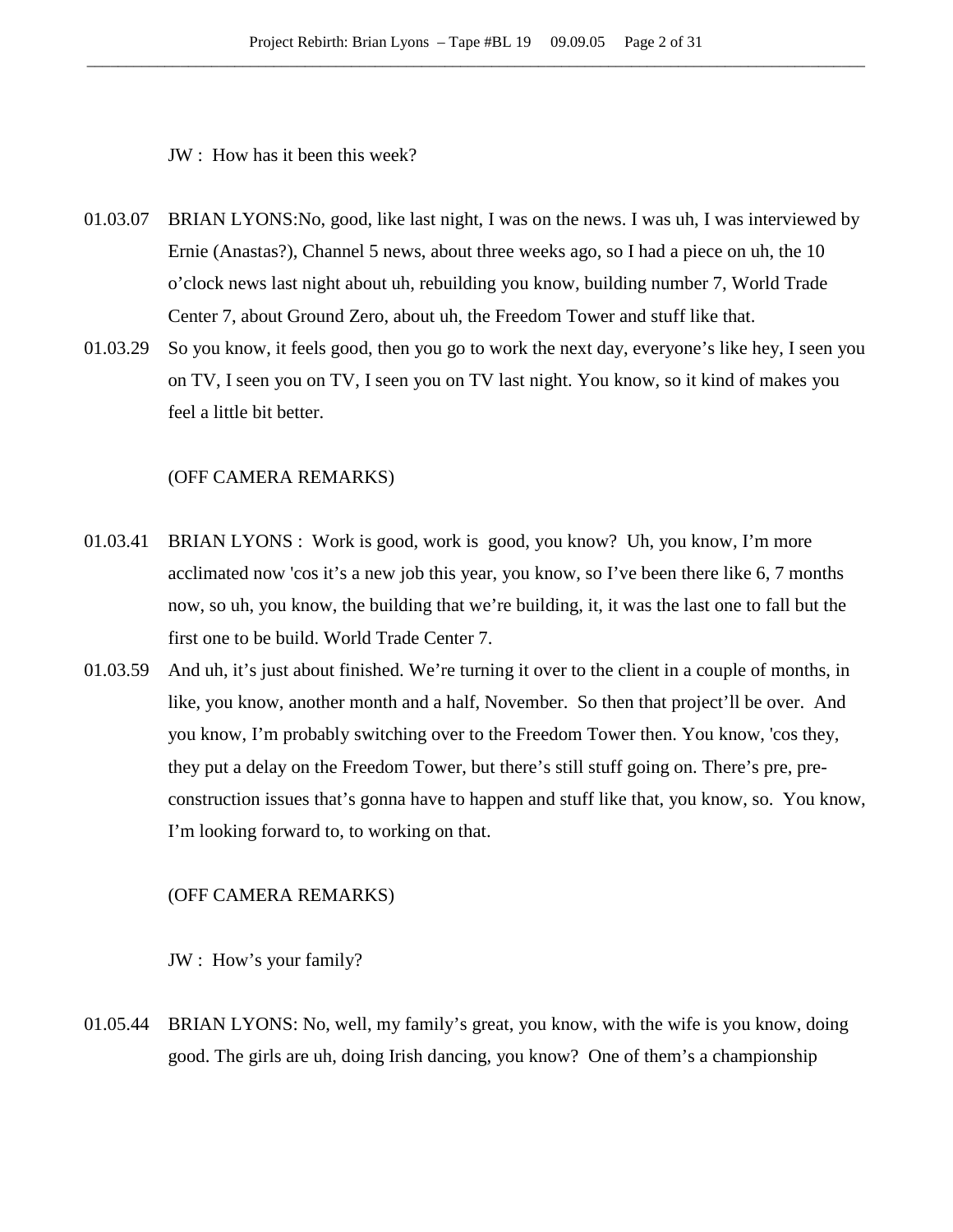JW : How has it been this week?

01.03.07 BRIAN LYONS:No, good, like last night, I was on the news. I was uh, I was interviewed by Ernie (Anastas?), Channel 5 news, about three weeks ago, so I had a piece on uh, the 10 o'clock news last night about uh, rebuilding you know, building number 7, World Trade Center 7, about Ground Zero, about uh, the Freedom Tower and stuff like that.

01.03.29 So you know, it feels good, then you go to work the next day, everyone's like hey, I seen you on TV, I seen you on TV, I seen you on TV last night. You know, so it kind of makes you feel a little bit better.

(OFF CAMERA REMARKS)

01.03.41 BRIAN LYONS : Work is good, work is good, you know? Uh, you know, I'm more acclimated now 'cos it's a new job this year, you know, so I've been there like 6, 7 months now, so uh, you know, the building that we're building, it, it was the last one to fall but the first one to be build. World Trade Center 7.

01.03.59 And uh, it's just about finished. We're turning it over to the client in a couple of months, in like, you know, another month and a half, November. So then that project'll be over. And you know, I'm probably switching over to the Freedom Tower then. You know, 'cos they, they put a delay on the Freedom Tower, but there's still stuff going on. There's pre, pre-construction issues that's gonna have to happen and stuff like that, you know, so. You know, I'm looking forward to, to working on that.

(OFF CAMERA REMARKS)

JW : How's your family?

01.05.44 BRIAN LYONS: No, well, my family's great, you know, with the wife is you know, doing good. The girls are uh, doing Irish dancing, you know? One of them's a championship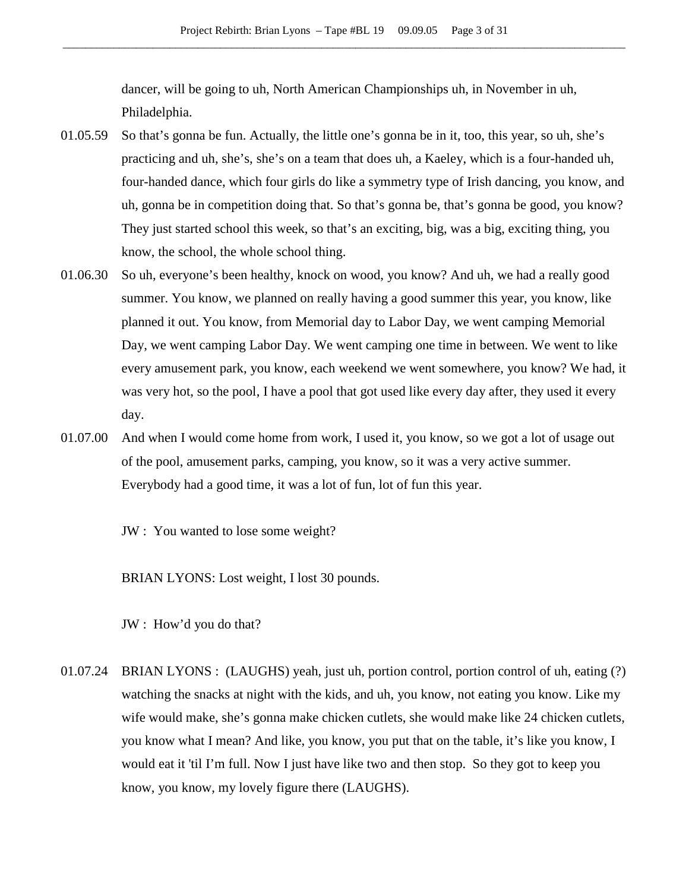dancer, will be going to uh, North American Championships uh, in November in uh, Philadelphia.

01.05.59 So that's gonna be fun. Actually, the little one's gonna be in it, too, this year, so uh, she's practicing and uh, she's, she's on a team that does uh, a Kaeley, which is a four-handed uh, four-handed dance, which four girls do like a symmetry type of Irish dancing, you know, and uh, gonna be in competition doing that. So that's gonna be, that's gonna be good, you know? They just started school this week, so that's an exciting, big, was a big, exciting thing, you know, the school, the whole school thing.

01.06.30 So uh, everyone's been healthy, knock on wood, you know? And uh, we had a really good summer. You know, we planned on really having a good summer this year, you know, like planned it out. You know, from Memorial day to Labor Day, we went camping Memorial Day, we went camping Labor Day. We went camping one time in between. We went to like every amusement park, you know, each weekend we went somewhere, you know? We had, it was very hot, so the pool, I have a pool that got used like every day after, they used it every day.

01.07.00 And when I would come home from work, I used it, you know, so we got a lot of usage out of the pool, amusement parks, camping, you know, so it was a very active summer. Everybody had a good time, it was a lot of fun, lot of fun this year.

JW : You wanted to lose some weight?

BRIAN LYONS: Lost weight, I lost 30 pounds.

JW : How'd you do that?

01.07.24 BRIAN LYONS : (LAUGHS) yeah, just uh, portion control, portion control of uh, eating (?) watching the snacks at night with the kids, and uh, you know, not eating you know. Like my wife would make, she's gonna make chicken cutlets, she would make like 24 chicken cutlets, you know what I mean? And like, you know, you put that on the table, it's like you know, I would eat it 'til I'm full. Now I just have like two and then stop. So they got to keep you know, you know, my lovely figure there (LAUGHS).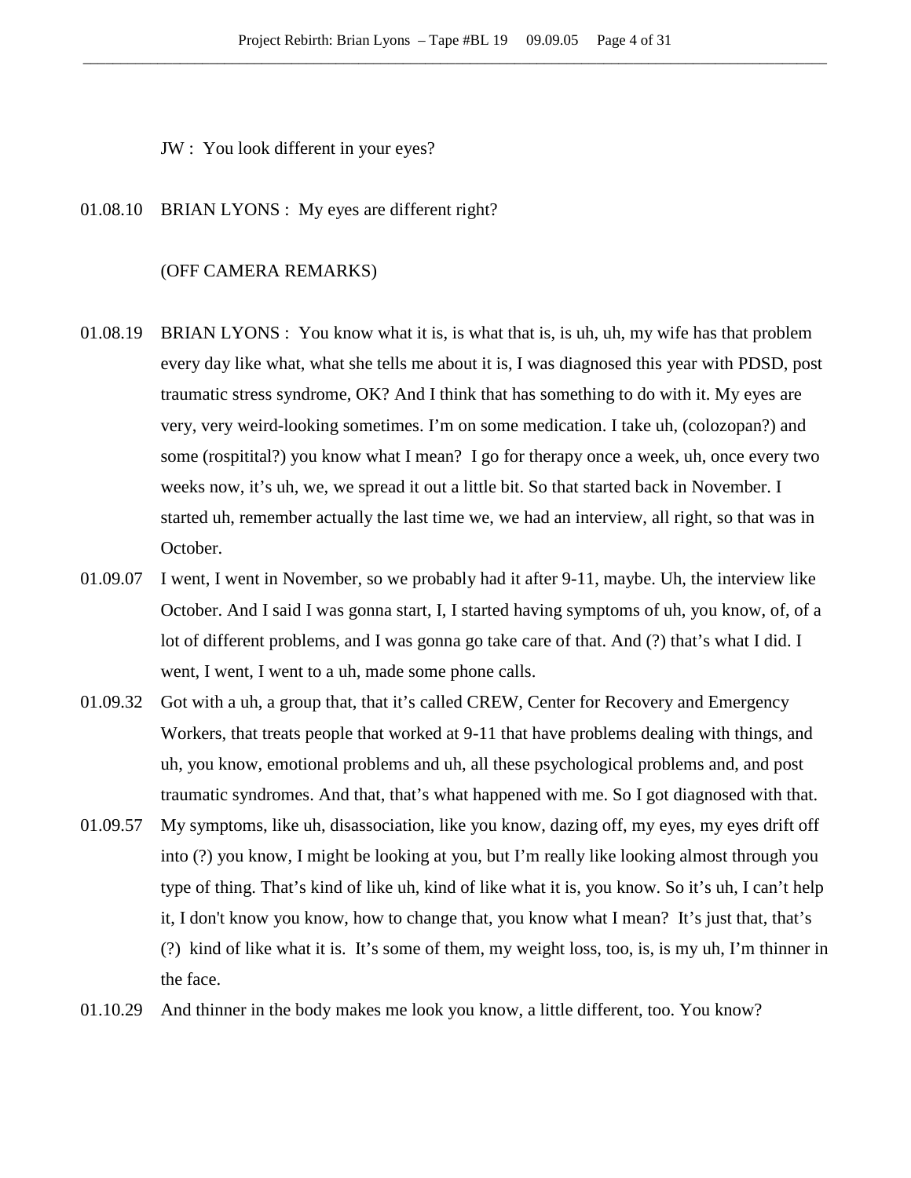JW : You look different in your eyes?

01.08.10 BRIAN LYONS : My eyes are different right?

(OFF CAMERA REMARKS)

01.08.19 BRIAN LYONS : You know what it is, is what that is, is uh, uh, my wife has that problem every day like what, what she tells me about it is, I was diagnosed this year with PDSD, post traumatic stress syndrome, OK? And I think that has something to do with it. My eyes are very, very weird-looking sometimes. I'm on some medication. I take uh, (colozopan?) and some (rospitital?) you know what I mean? I go for therapy once a week, uh, once every two weeks now, it's uh, we, we spread it out a little bit. So that started back in November. I started uh, remember actually the last time we, we had an interview, all right, so that was in October.

01.09.07 I went, I went in November, so we probably had it after 9-11, maybe. Uh, the interview like October. And I said I was gonna start, I, I started having symptoms of uh, you know, of, of a lot of different problems, and I was gonna go take care of that. And (?) that's what I did. I went, I went, I went to a uh, made some phone calls.

01.09.32 Got with a uh, a group that, that it's called CREW, Center for Recovery and Emergency Workers, that treats people that worked at 9-11 that have problems dealing with things, and uh, you know, emotional problems and uh, all these psychological problems and, and post traumatic syndromes. And that, that's what happened with me. So I got diagnosed with that.

01.09.57 My symptoms, like uh, disassociation, like you know, dazing off, my eyes, my eyes drift off into (?) you know, I might be looking at you, but I'm really like looking almost through you type of thing. That's kind of like uh, kind of like what it is, you know. So it's uh, I can't help it, I don't know you know, how to change that, you know what I mean? It's just that, that's (?) kind of like what it is. It's some of them, my weight loss, too, is, is my uh, I'm thinner in the face.

01.10.29 And thinner in the body makes me look you know, a little different, too. You know?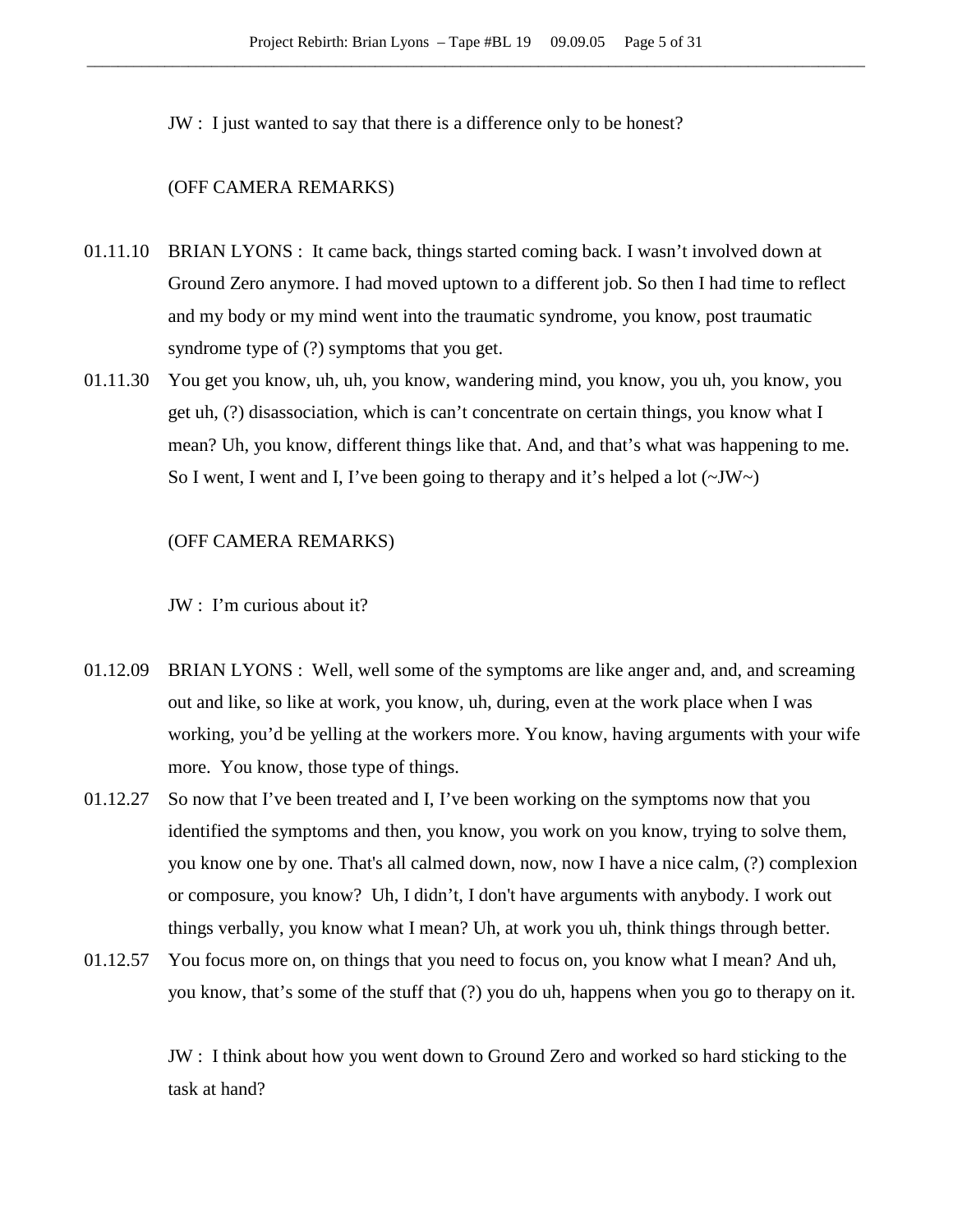JW : I just wanted to say that there is a difference only to be honest?

(OFF CAMERA REMARKS)

01.11.10 BRIAN LYONS : It came back, things started coming back. I wasn't involved down at Ground Zero anymore. I had moved uptown to a different job. So then I had time to reflect and my body or my mind went into the traumatic syndrome, you know, post traumatic syndrome type of (?) symptoms that you get.

01.11.30 You get you know, uh, uh, you know, wandering mind, you know, you uh, you know, you get uh, (?) disassociation, which is can't concentrate on certain things, you know what I mean? Uh, you know, different things like that. And, and that's what was happening to me. So I went, I went and I, I've been going to therapy and it's helped a lot (~JW~)

(OFF CAMERA REMARKS)

JW : I'm curious about it?

01.12.09 BRIAN LYONS : Well, well some of the symptoms are like anger and, and, and screaming out and like, so like at work, you know, uh, during, even at the work place when I was working, you'd be yelling at the workers more. You know, having arguments with your wife more. You know, those type of things.

01.12.27 So now that I've been treated and I, I've been working on the symptoms now that you identified the symptoms and then, you know, you work on you know, trying to solve them, you know one by one. That's all calmed down, now, now I have a nice calm, (?) complexion or composure, you know? Uh, I didn't, I don't have arguments with anybody. I work out things verbally, you know what I mean? Uh, at work you uh, think things through better.

01.12.57 You focus more on, on things that you need to focus on, you know what I mean? And uh, you know, that's some of the stuff that (?) you do uh, happens when you go to therapy on it.

JW : I think about how you went down to Ground Zero and worked so hard sticking to the task at hand?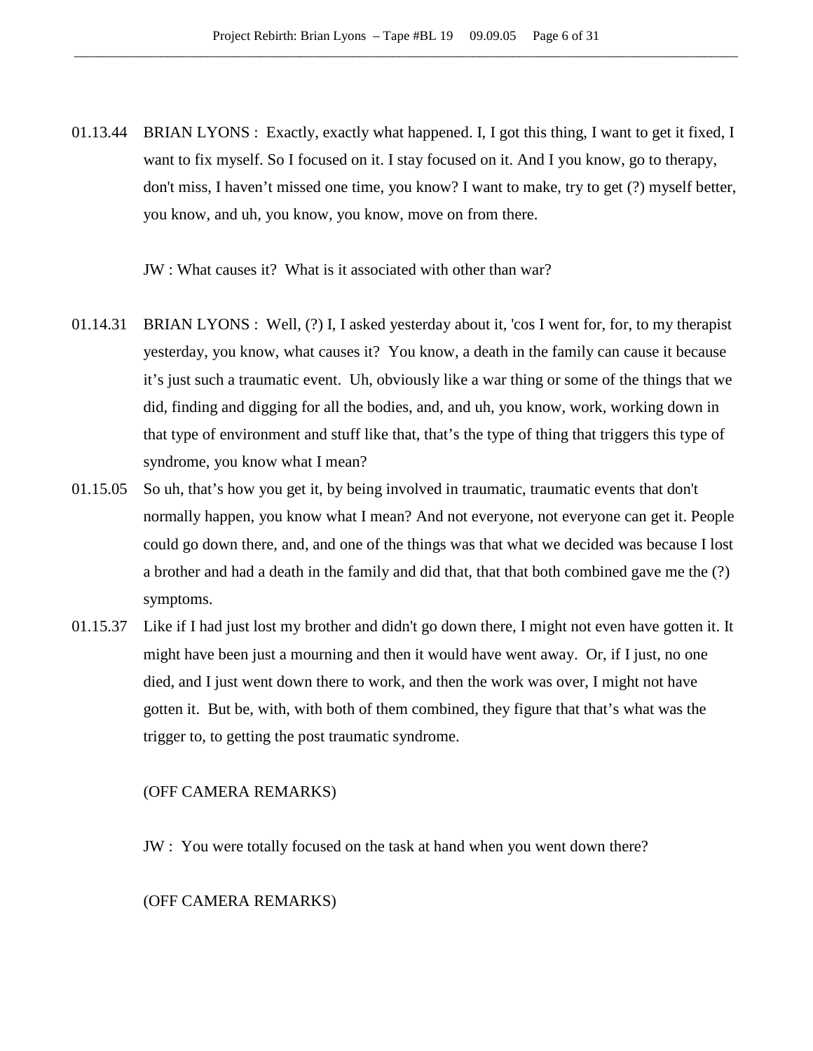01.13.44 BRIAN LYONS : Exactly, exactly what happened. I, I got this thing, I want to get it fixed, I want to fix myself. So I focused on it. I stay focused on it. And I you know, go to therapy, don't miss, I haven't missed one time, you know? I want to make, try to get (?) myself better, you know, and uh, you know, you know, move on from there.

JW : What causes it? What is it associated with other than war?

01.14.31 BRIAN LYONS : Well, (?) I, I asked yesterday about it, 'cos I went for, for, to my therapist yesterday, you know, what causes it? You know, a death in the family can cause it because it's just such a traumatic event. Uh, obviously like a war thing or some of the things that we did, finding and digging for all the bodies, and, and uh, you know, work, working down in that type of environment and stuff like that, that's the type of thing that triggers this type of syndrome, you know what I mean?

01.15.05 So uh, that's how you get it, by being involved in traumatic, traumatic events that don't normally happen, you know what I mean? And not everyone, not everyone can get it. People could go down there, and, and one of the things was that what we decided was because I lost a brother and had a death in the family and did that, that that both combined gave me the (?) symptoms.

01.15.37 Like if I had just lost my brother and didn't go down there, I might not even have gotten it. It might have been just a mourning and then it would have went away. Or, if I just, no one died, and I just went down there to work, and then the work was over, I might not have gotten it. But be, with, with both of them combined, they figure that that's what was the trigger to, to getting the post traumatic syndrome.

(OFF CAMERA REMARKS)

JW : You were totally focused on the task at hand when you went down there?

(OFF CAMERA REMARKS)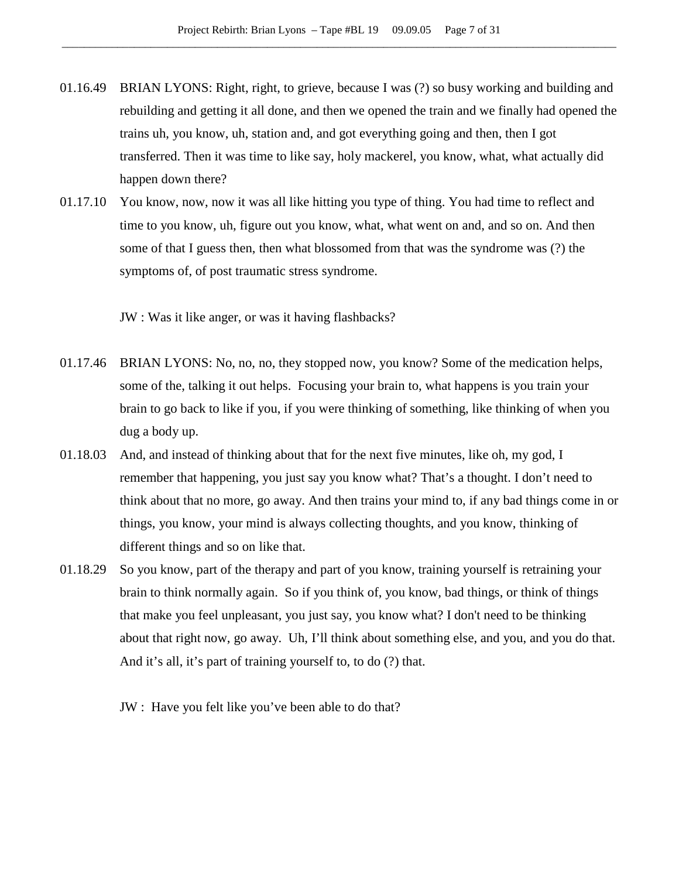01.16.49 BRIAN LYONS: Right, right, to grieve, because I was (?) so busy working and building and rebuilding and getting it all done, and then we opened the train and we finally had opened the trains uh, you know, uh, station and, and got everything going and then, then I got transferred. Then it was time to like say, holy mackerel, you know, what, what actually did happen down there?

01.17.10 You know, now, now it was all like hitting you type of thing. You had time to reflect and time to you know, uh, figure out you know, what, what went on and, and so on. And then some of that I guess then, then what blossomed from that was the syndrome was (?) the symptoms of, of post traumatic stress syndrome.

JW : Was it like anger, or was it having flashbacks?

01.17.46 BRIAN LYONS: No, no, no, they stopped now, you know? Some of the medication helps, some of the, talking it out helps. Focusing your brain to, what happens is you train your brain to go back to like if you, if you were thinking of something, like thinking of when you dug a body up.

01.18.03 And, and instead of thinking about that for the next five minutes, like oh, my god, I remember that happening, you just say you know what? That's a thought. I don't need to think about that no more, go away. And then trains your mind to, if any bad things come in or things, you know, your mind is always collecting thoughts, and you know, thinking of different things and so on like that.

01.18.29 So you know, part of the therapy and part of you know, training yourself is retraining your brain to think normally again. So if you think of, you know, bad things, or think of things that make you feel unpleasant, you just say, you know what? I don't need to be thinking about that right now, go away. Uh, I'll think about something else, and you, and you do that. And it's all, it's part of training yourself to, to do (?) that.

JW : Have you felt like you've been able to do that?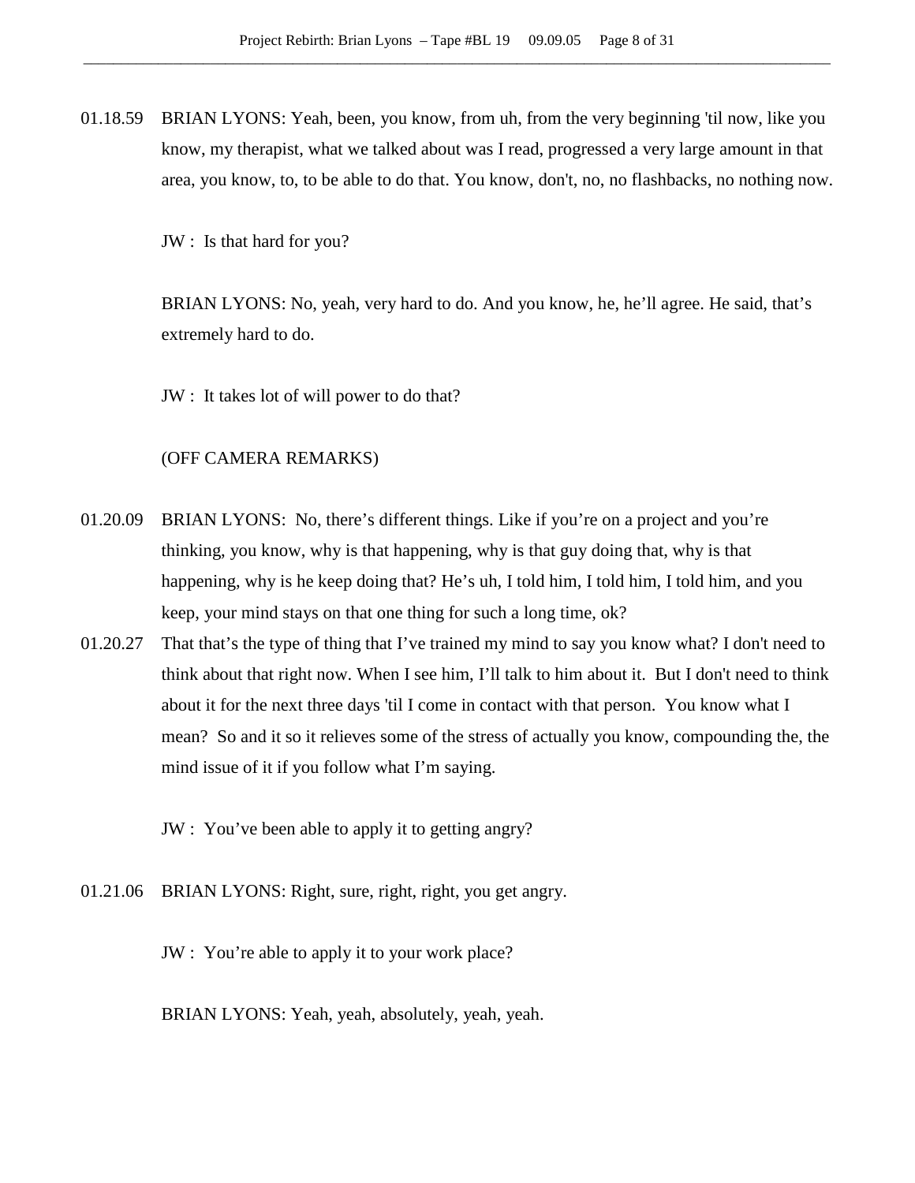01.18.59 BRIAN LYONS: Yeah, been, you know, from uh, from the very beginning 'til now, like you know, my therapist, what we talked about was I read, progressed a very large amount in that area, you know, to, to be able to do that. You know, don't, no, no flashbacks, no nothing now.

JW : Is that hard for you?

BRIAN LYONS: No, yeah, very hard to do. And you know, he, he'll agree. He said, that's extremely hard to do.

JW : It takes lot of will power to do that?

(OFF CAMERA REMARKS)

01.20.09 BRIAN LYONS: No, there's different things. Like if you're on a project and you're thinking, you know, why is that happening, why is that guy doing that, why is that happening, why is he keep doing that? He's uh, I told him, I told him, I told him, and you keep, your mind stays on that one thing for such a long time, ok?

01.20.27 That that's the type of thing that I've trained my mind to say you know what? I don't need to think about that right now. When I see him, I'll talk to him about it. But I don't need to think about it for the next three days 'til I come in contact with that person. You know what I mean? So and it so it relieves some of the stress of actually you know, compounding the, the mind issue of it if you follow what I'm saying.

JW : You've been able to apply it to getting angry?

01.21.06 BRIAN LYONS: Right, sure, right, right, you get angry.

JW : You're able to apply it to your work place?

BRIAN LYONS: Yeah, yeah, absolutely, yeah, yeah.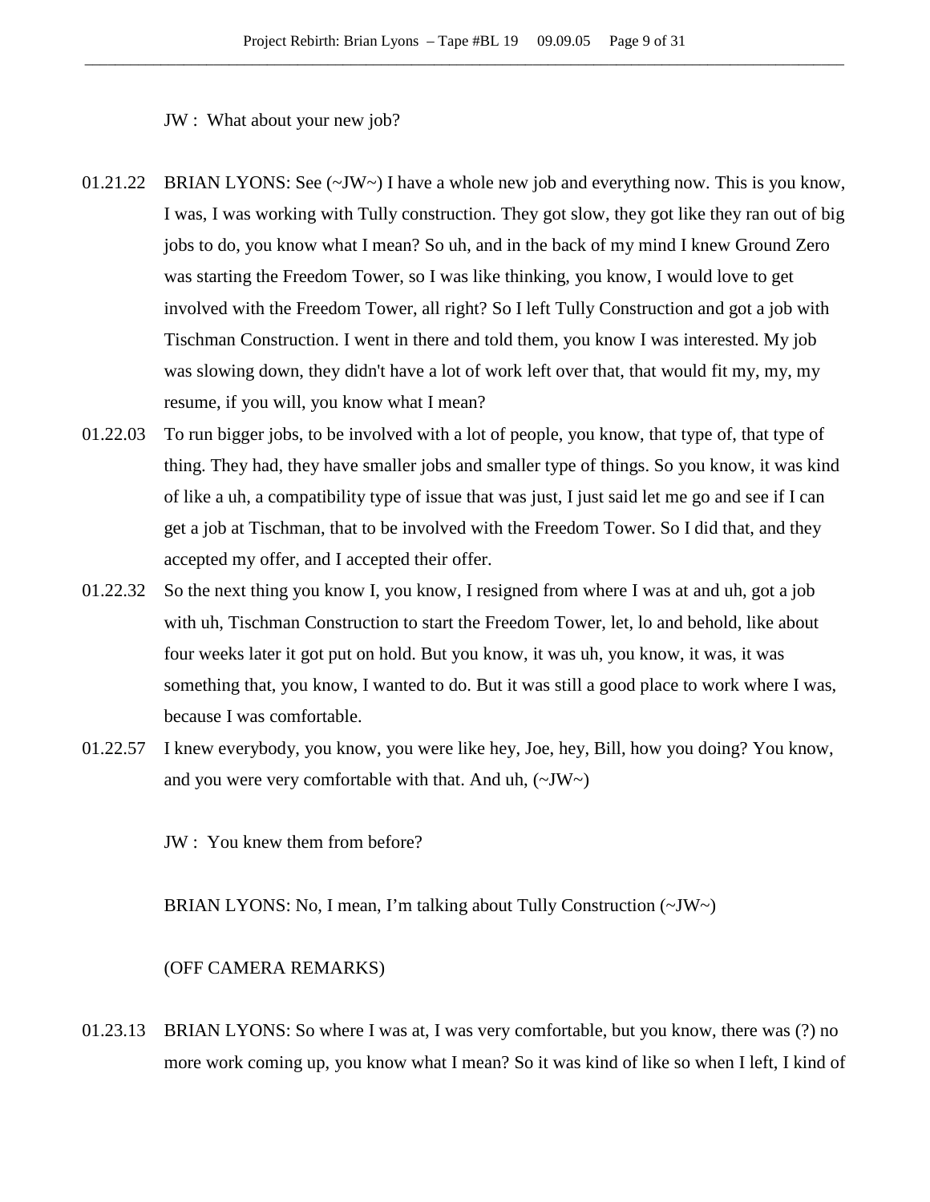JW : What about your new job?

01.21.22 BRIAN LYONS: See (~JW~) I have a whole new job and everything now. This is you know, I was, I was working with Tully construction. They got slow, they got like they ran out of big jobs to do, you know what I mean? So uh, and in the back of my mind I knew Ground Zero was starting the Freedom Tower, so I was like thinking, you know, I would love to get involved with the Freedom Tower, all right? So I left Tully Construction and got a job with Tischman Construction. I went in there and told them, you know I was interested. My job was slowing down, they didn't have a lot of work left over that, that would fit my, my, my resume, if you will, you know what I mean?

01.22.03 To run bigger jobs, to be involved with a lot of people, you know, that type of, that type of thing. They had, they have smaller jobs and smaller type of things. So you know, it was kind of like a uh, a compatibility type of issue that was just, I just said let me go and see if I can get a job at Tischman, that to be involved with the Freedom Tower. So I did that, and they accepted my offer, and I accepted their offer.

01.22.32 So the next thing you know I, you know, I resigned from where I was at and uh, got a job with uh, Tischman Construction to start the Freedom Tower, let, lo and behold, like about four weeks later it got put on hold. But you know, it was uh, you know, it was, it was something that, you know, I wanted to do. But it was still a good place to work where I was, because I was comfortable.

01.22.57 I knew everybody, you know, you were like hey, Joe, hey, Bill, how you doing? You know, and you were very comfortable with that. And uh, (~JW~)

JW : You knew them from before?

BRIAN LYONS: No, I mean, I'm talking about Tully Construction (~JW~)

(OFF CAMERA REMARKS)

01.23.13 BRIAN LYONS: So where I was at, I was very comfortable, but you know, there was (?) no more work coming up, you know what I mean? So it was kind of like so when I left, I kind of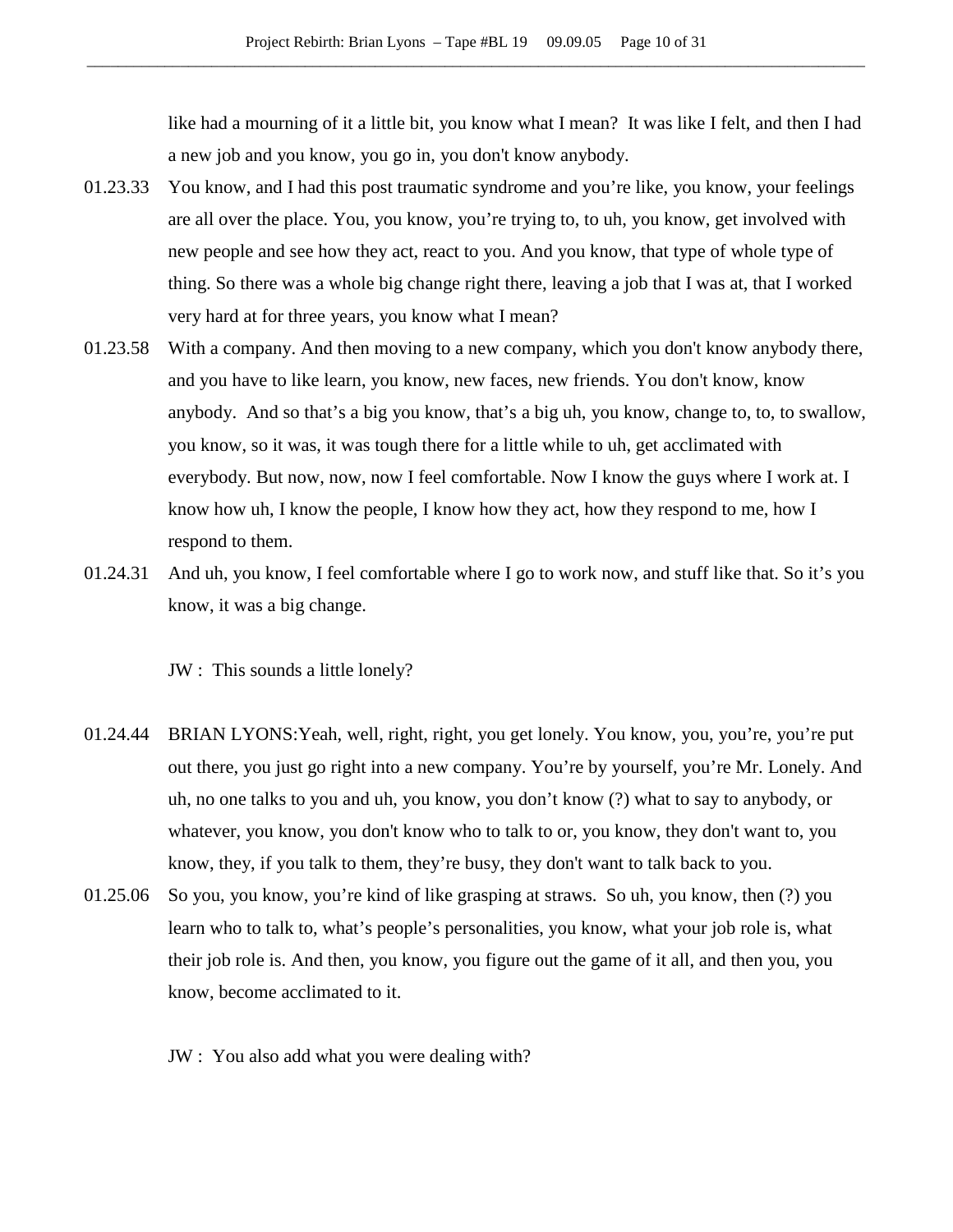like had a mourning of it a little bit, you know what I mean? It was like I felt, and then I had a new job and you know, you go in, you don't know anybody.

01.23.33 You know, and I had this post traumatic syndrome and you're like, you know, your feelings are all over the place. You, you know, you're trying to, to uh, you know, get involved with new people and see how they act, react to you. And you know, that type of whole type of thing. So there was a whole big change right there, leaving a job that I was at, that I worked very hard at for three years, you know what I mean?

01.23.58 With a company. And then moving to a new company, which you don't know anybody there, and you have to like learn, you know, new faces, new friends. You don't know, know anybody. And so that's a big you know, that's a big uh, you know, change to, to, to swallow, you know, so it was, it was tough there for a little while to uh, get acclimated with everybody. But now, now, now I feel comfortable. Now I know the guys where I work at. I know how uh, I know the people, I know how they act, how they respond to me, how I respond to them.

01.24.31 And uh, you know, I feel comfortable where I go to work now, and stuff like that. So it's you know, it was a big change.

JW : This sounds a little lonely?

01.24.44 BRIAN LYONS:Yeah, well, right, right, you get lonely. You know, you, you're, you're put out there, you just go right into a new company. You're by yourself, you're Mr. Lonely. And uh, no one talks to you and uh, you know, you don't know (?) what to say to anybody, or whatever, you know, you don't know who to talk to or, you know, they don't want to, you know, they, if you talk to them, they're busy, they don't want to talk back to you.

01.25.06 So you, you know, you're kind of like grasping at straws. So uh, you know, then (?) you learn who to talk to, what's people's personalities, you know, what your job role is, what their job role is. And then, you know, you figure out the game of it all, and then you, you know, become acclimated to it.

JW : You also add what you were dealing with?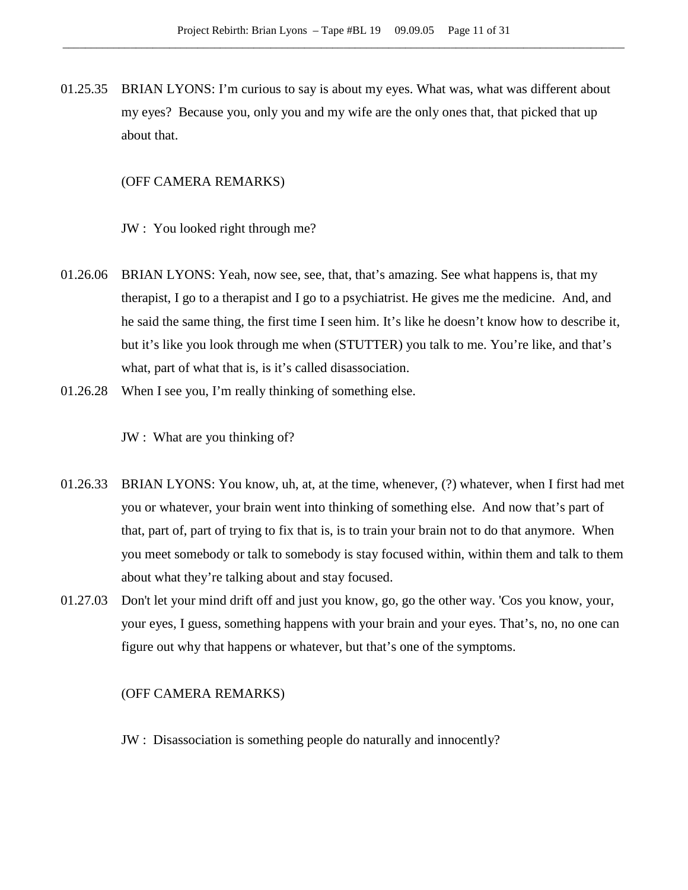01.25.35 BRIAN LYONS: I'm curious to say is about my eyes. What was, what was different about my eyes? Because you, only you and my wife are the only ones that, that picked that up about that.

(OFF CAMERA REMARKS)

JW : You looked right through me?

01.26.06 BRIAN LYONS: Yeah, now see, see, that, that's amazing. See what happens is, that my therapist, I go to a therapist and I go to a psychiatrist. He gives me the medicine. And, and he said the same thing, the first time I seen him. It's like he doesn't know how to describe it, but it's like you look through me when (STUTTER) you talk to me. You're like, and that's what, part of what that is, is it's called disassociation.

01.26.28 When I see you, I'm really thinking of something else.

JW : What are you thinking of?

01.26.33 BRIAN LYONS: You know, uh, at, at the time, whenever, (?) whatever, when I first had met you or whatever, your brain went into thinking of something else. And now that's part of that, part of, part of trying to fix that is, is to train your brain not to do that anymore. When you meet somebody or talk to somebody is stay focused within, within them and talk to them about what they're talking about and stay focused.

01.27.03 Don't let your mind drift off and just you know, go, go the other way. 'Cos you know, your, your eyes, I guess, something happens with your brain and your eyes. That's, no, no one can figure out why that happens or whatever, but that's one of the symptoms.

(OFF CAMERA REMARKS)

JW : Disassociation is something people do naturally and innocently?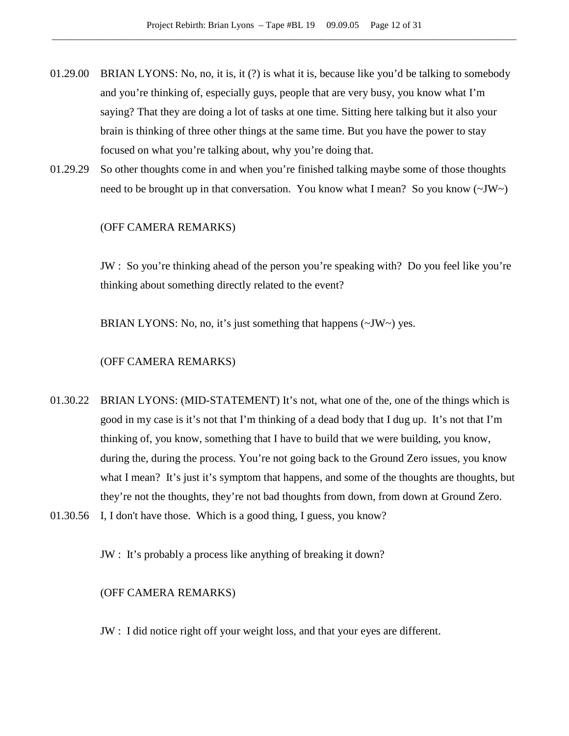01.29.00 BRIAN LYONS: No, no, it is, it (?) is what it is, because like you'd be talking to somebody and you're thinking of, especially guys, people that are very busy, you know what I'm saying? That they are doing a lot of tasks at one time. Sitting here talking but it also your brain is thinking of three other things at the same time. But you have the power to stay focused on what you're talking about, why you're doing that.

01.29.29 So other thoughts come in and when you're finished talking maybe some of those thoughts need to be brought up in that conversation. You know what I mean? So you know (~JW~)

(OFF CAMERA REMARKS)

JW : So you're thinking ahead of the person you're speaking with? Do you feel like you're thinking about something directly related to the event?

BRIAN LYONS: No, no, it's just something that happens (~JW~) yes.

(OFF CAMERA REMARKS)

01.30.22 BRIAN LYONS: (MID-STATEMENT) It's not, what one of the, one of the things which is good in my case is it's not that I'm thinking of a dead body that I dug up. It's not that I'm thinking of, you know, something that I have to build that we were building, you know, during the, during the process. You're not going back to the Ground Zero issues, you know what I mean? It's just it's symptom that happens, and some of the thoughts are thoughts, but they're not the thoughts, they're not bad thoughts from down, from down at Ground Zero.

01.30.56 I, I don't have those. Which is a good thing, I guess, you know?

JW : It's probably a process like anything of breaking it down?

(OFF CAMERA REMARKS)

JW : I did notice right off your weight loss, and that your eyes are different.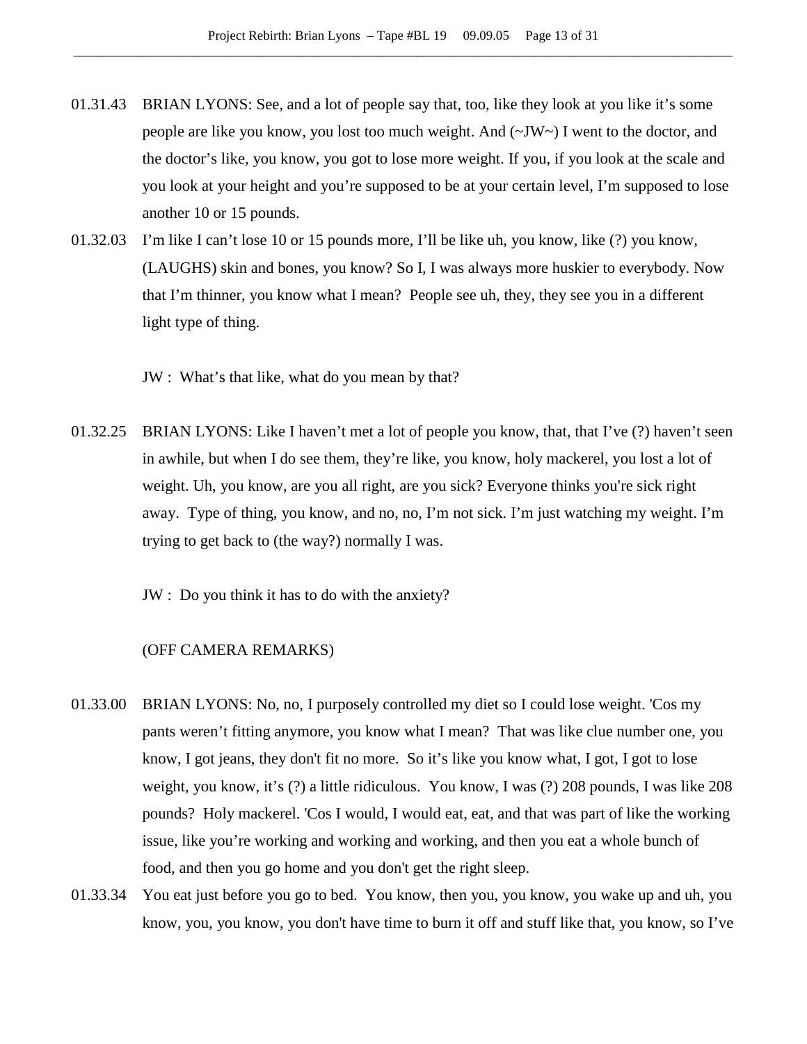01.31.43 BRIAN LYONS: See, and a lot of people say that, too, like they look at you like it's some people are like you know, you lost too much weight. And (~JW~) I went to the doctor, and the doctor's like, you know, you got to lose more weight. If you, if you look at the scale and you look at your height and you're supposed to be at your certain level, I'm supposed to lose another 10 or 15 pounds.

01.32.03 I'm like I can't lose 10 or 15 pounds more, I'll be like uh, you know, like (?) you know, (LAUGHS) skin and bones, you know? So I, I was always more huskier to everybody. Now that I'm thinner, you know what I mean? People see uh, they, they see you in a different light type of thing.

JW : What's that like, what do you mean by that?

01.32.25 BRIAN LYONS: Like I haven't met a lot of people you know, that, that I've (?) haven't seen in awhile, but when I do see them, they're like, you know, holy mackerel, you lost a lot of weight. Uh, you know, are you all right, are you sick? Everyone thinks you're sick right away. Type of thing, you know, and no, no, I'm not sick. I'm just watching my weight. I'm trying to get back to (the way?) normally I was.

JW : Do you think it has to do with the anxiety?

(OFF CAMERA REMARKS)

01.33.00 BRIAN LYONS: No, no, I purposely controlled my diet so I could lose weight. 'Cos my pants weren't fitting anymore, you know what I mean? That was like clue number one, you know, I got jeans, they don't fit no more. So it's like you know what, I got, I got to lose weight, you know, it's (?) a little ridiculous. You know, I was (?) 208 pounds, I was like 208 pounds? Holy mackerel. 'Cos I would, I would eat, eat, and that was part of like the working issue, like you're working and working and working, and then you eat a whole bunch of food, and then you go home and you don't get the right sleep.

01.33.34 You eat just before you go to bed. You know, then you, you know, you wake up and uh, you know, you, you know, you don't have time to burn it off and stuff like that, you know, so I've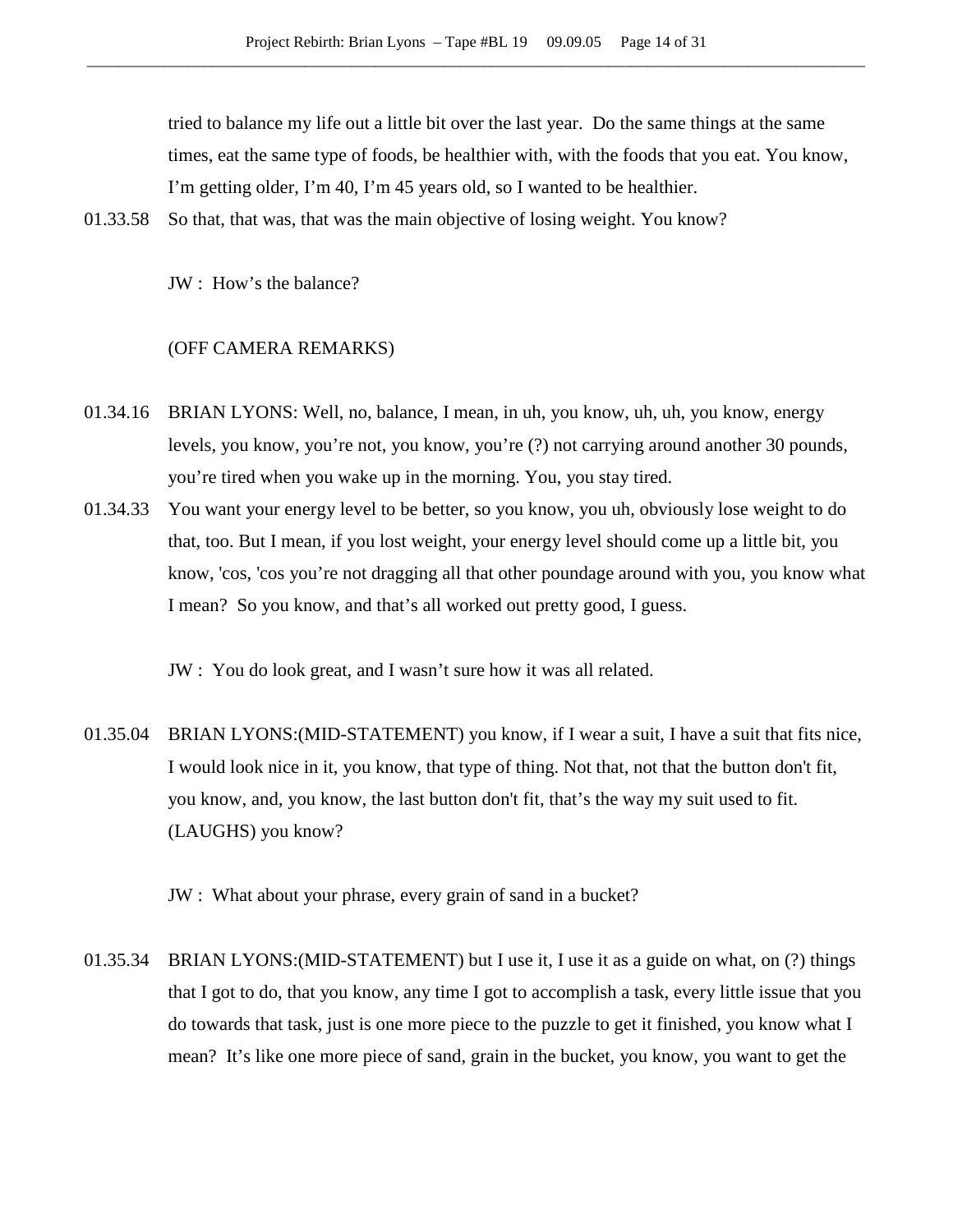tried to balance my life out a little bit over the last year. Do the same things at the same times, eat the same type of foods, be healthier with, with the foods that you eat. You know, I'm getting older, I'm 40, I'm 45 years old, so I wanted to be healthier.

01.33.58 So that, that was, that was the main objective of losing weight. You know?

JW : How's the balance?

(OFF CAMERA REMARKS)

01.34.16 BRIAN LYONS: Well, no, balance, I mean, in uh, you know, uh, uh, you know, energy levels, you know, you're not, you know, you're (?) not carrying around another 30 pounds, you're tired when you wake up in the morning. You, you stay tired.

01.34.33 You want your energy level to be better, so you know, you uh, obviously lose weight to do that, too. But I mean, if you lost weight, your energy level should come up a little bit, you know, 'cos, 'cos you're not dragging all that other poundage around with you, you know what I mean? So you know, and that's all worked out pretty good, I guess.

JW : You do look great, and I wasn't sure how it was all related.

01.35.04 BRIAN LYONS:(MID-STATEMENT) you know, if I wear a suit, I have a suit that fits nice, I would look nice in it, you know, that type of thing. Not that, not that the button don't fit, you know, and, you know, the last button don't fit, that's the way my suit used to fit. (LAUGHS) you know?

JW : What about your phrase, every grain of sand in a bucket?

01.35.34 BRIAN LYONS:(MID-STATEMENT) but I use it, I use it as a guide on what, on (?) things that I got to do, that you know, any time I got to accomplish a task, every little issue that you do towards that task, just is one more piece to the puzzle to get it finished, you know what I mean? It's like one more piece of sand, grain in the bucket, you know, you want to get the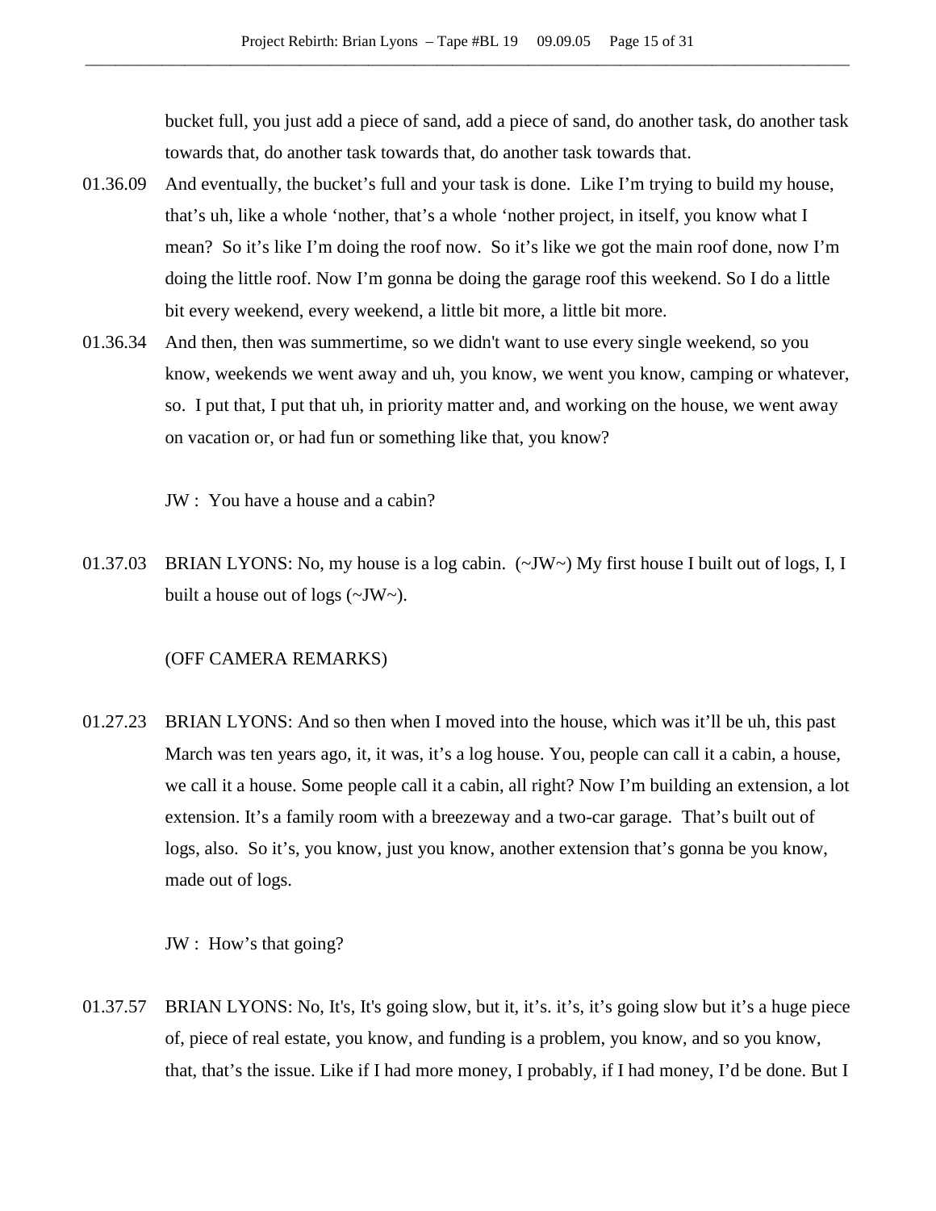bucket full, you just add a piece of sand, add a piece of sand, do another task, do another task towards that, do another task towards that, do another task towards that.

01.36.09 And eventually, the bucket's full and your task is done. Like I'm trying to build my house, that's uh, like a whole 'nother, that's a whole 'nother project, in itself, you know what I mean? So it's like I'm doing the roof now. So it's like we got the main roof done, now I'm doing the little roof. Now I'm gonna be doing the garage roof this weekend. So I do a little bit every weekend, every weekend, a little bit more, a little bit more.

01.36.34 And then, then was summertime, so we didn't want to use every single weekend, so you know, weekends we went away and uh, you know, we went you know, camping or whatever, so. I put that, I put that uh, in priority matter and, and working on the house, we went away on vacation or, or had fun or something like that, you know?

JW : You have a house and a cabin?

01.37.03 BRIAN LYONS: No, my house is a log cabin. (~JW~) My first house I built out of logs, I, I built a house out of logs (~JW~).

(OFF CAMERA REMARKS)

01.27.23 BRIAN LYONS: And so then when I moved into the house, which was it'll be uh, this past March was ten years ago, it, it was, it's a log house. You, people can call it a cabin, a house, we call it a house. Some people call it a cabin, all right? Now I'm building an extension, a lot extension. It's a family room with a breezeway and a two-car garage. That's built out of logs, also. So it's, you know, just you know, another extension that's gonna be you know, made out of logs.

JW : How's that going?

01.37.57 BRIAN LYONS: No, It's, It's going slow, but it, it's. it's, it's going slow but it's a huge piece of, piece of real estate, you know, and funding is a problem, you know, and so you know, that, that's the issue. Like if I had more money, I probably, if I had money, I'd be done. But I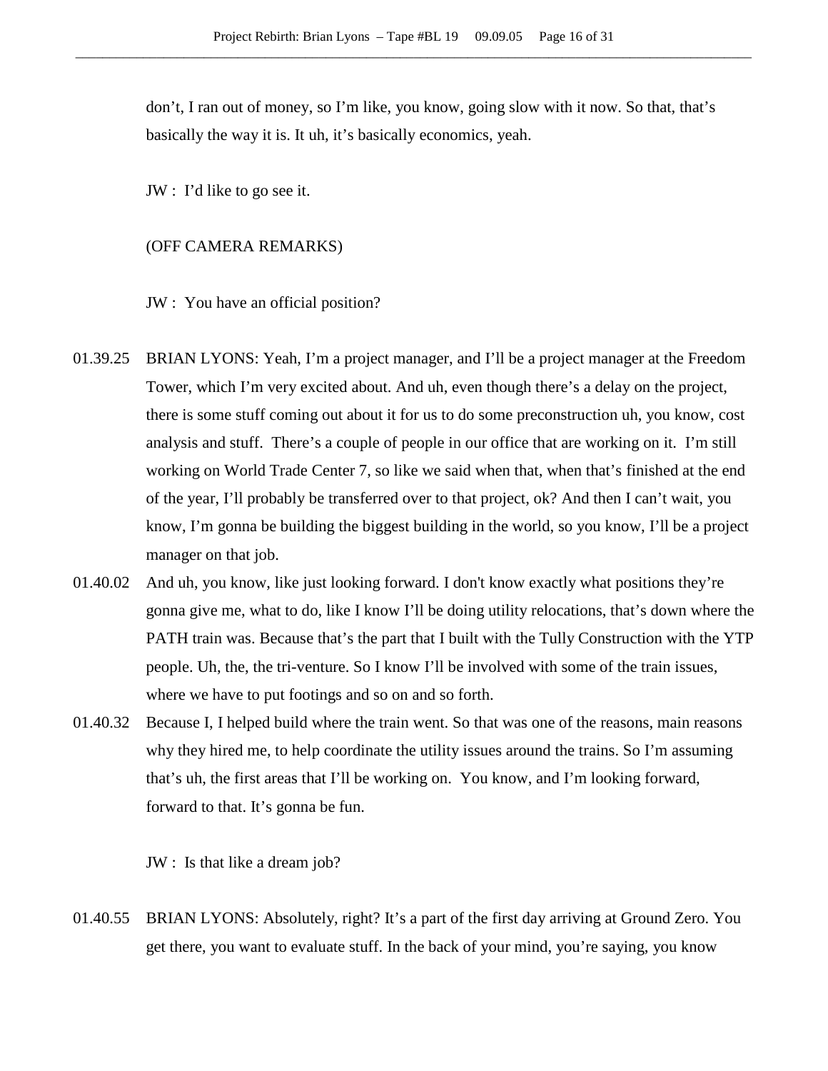don't, I ran out of money, so I'm like, you know, going slow with it now. So that, that's basically the way it is. It uh, it's basically economics, yeah.

JW : I'd like to go see it.

(OFF CAMERA REMARKS)

JW : You have an official position?

01.39.25 BRIAN LYONS: Yeah, I'm a project manager, and I'll be a project manager at the Freedom Tower, which I'm very excited about. And uh, even though there's a delay on the project, there is some stuff coming out about it for us to do some preconstruction uh, you know, cost analysis and stuff. There's a couple of people in our office that are working on it. I'm still working on World Trade Center 7, so like we said when that, when that's finished at the end of the year, I'll probably be transferred over to that project, ok? And then I can't wait, you know, I'm gonna be building the biggest building in the world, so you know, I'll be a project manager on that job.

01.40.02 And uh, you know, like just looking forward. I don't know exactly what positions they're gonna give me, what to do, like I know I'll be doing utility relocations, that's down where the PATH train was. Because that's the part that I built with the Tully Construction with the YTP people. Uh, the, the tri-venture. So I know I'll be involved with some of the train issues, where we have to put footings and so on and so forth.

01.40.32 Because I, I helped build where the train went. So that was one of the reasons, main reasons why they hired me, to help coordinate the utility issues around the trains. So I'm assuming that's uh, the first areas that I'll be working on. You know, and I'm looking forward, forward to that. It's gonna be fun.

JW : Is that like a dream job?

01.40.55 BRIAN LYONS: Absolutely, right? It's a part of the first day arriving at Ground Zero. You get there, you want to evaluate stuff. In the back of your mind, you're saying, you know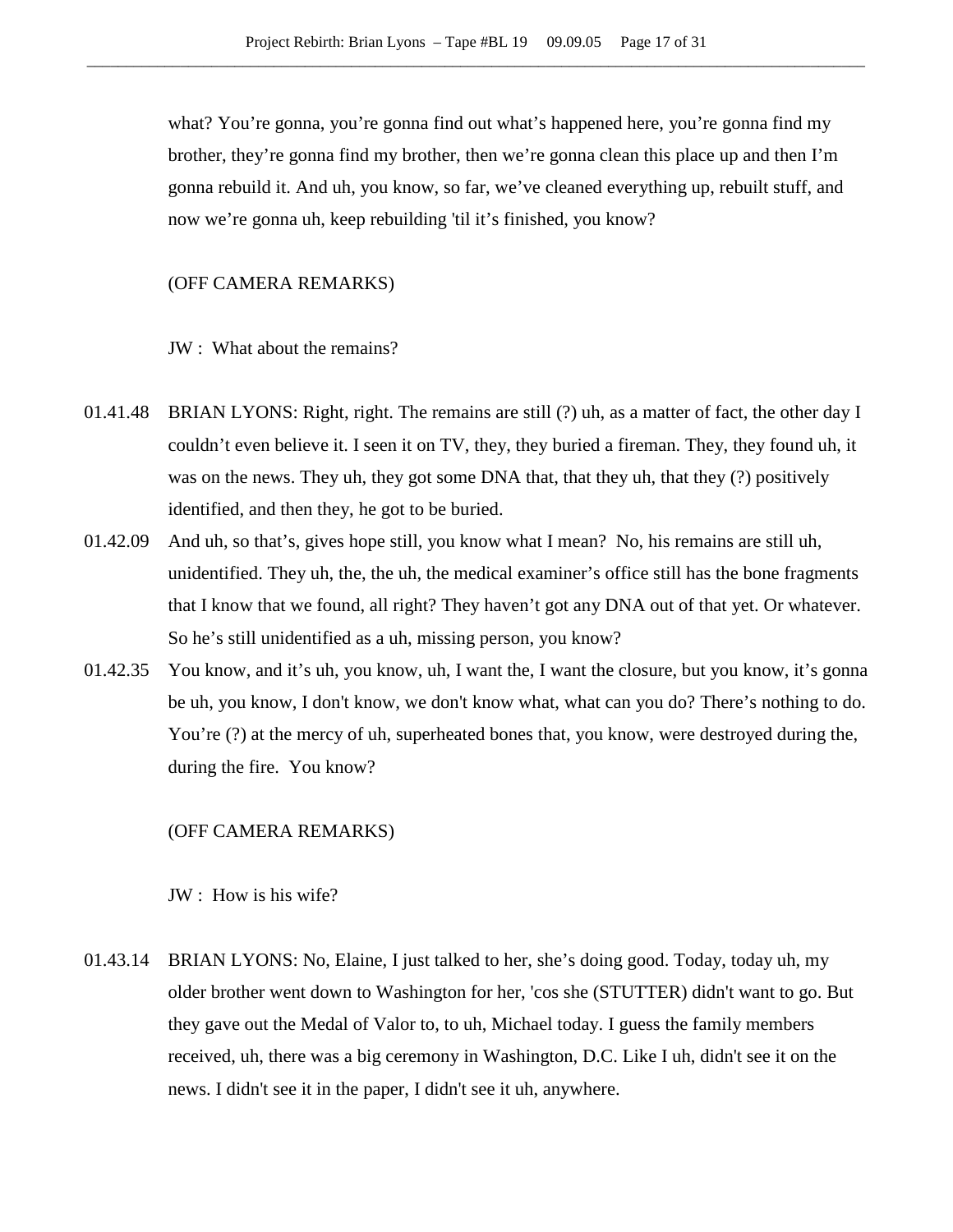what? You're gonna, you're gonna find out what's happened here, you're gonna find my brother, they're gonna find my brother, then we're gonna clean this place up and then I'm gonna rebuild it. And uh, you know, so far, we've cleaned everything up, rebuilt stuff, and now we're gonna uh, keep rebuilding 'til it's finished, you know?

(OFF CAMERA REMARKS)

JW : What about the remains?

01.41.48 BRIAN LYONS: Right, right. The remains are still (?) uh, as a matter of fact, the other day I couldn't even believe it. I seen it on TV, they, they buried a fireman. They, they found uh, it was on the news. They uh, they got some DNA that, that they uh, that they (?) positively identified, and then they, he got to be buried.

01.42.09 And uh, so that's, gives hope still, you know what I mean? No, his remains are still uh, unidentified. They uh, the, the uh, the medical examiner's office still has the bone fragments that I know that we found, all right? They haven't got any DNA out of that yet. Or whatever. So he's still unidentified as a uh, missing person, you know?

01.42.35 You know, and it's uh, you know, uh, I want the, I want the closure, but you know, it's gonna be uh, you know, I don't know, we don't know what, what can you do? There's nothing to do. You're (?) at the mercy of uh, superheated bones that, you know, were destroyed during the, during the fire. You know?

(OFF CAMERA REMARKS)

JW : How is his wife?

01.43.14 BRIAN LYONS: No, Elaine, I just talked to her, she's doing good. Today, today uh, my older brother went down to Washington for her, 'cos she (STUTTER) didn't want to go. But they gave out the Medal of Valor to, to uh, Michael today. I guess the family members received, uh, there was a big ceremony in Washington, D.C. Like I uh, didn't see it on the news. I didn't see it in the paper, I didn't see it uh, anywhere.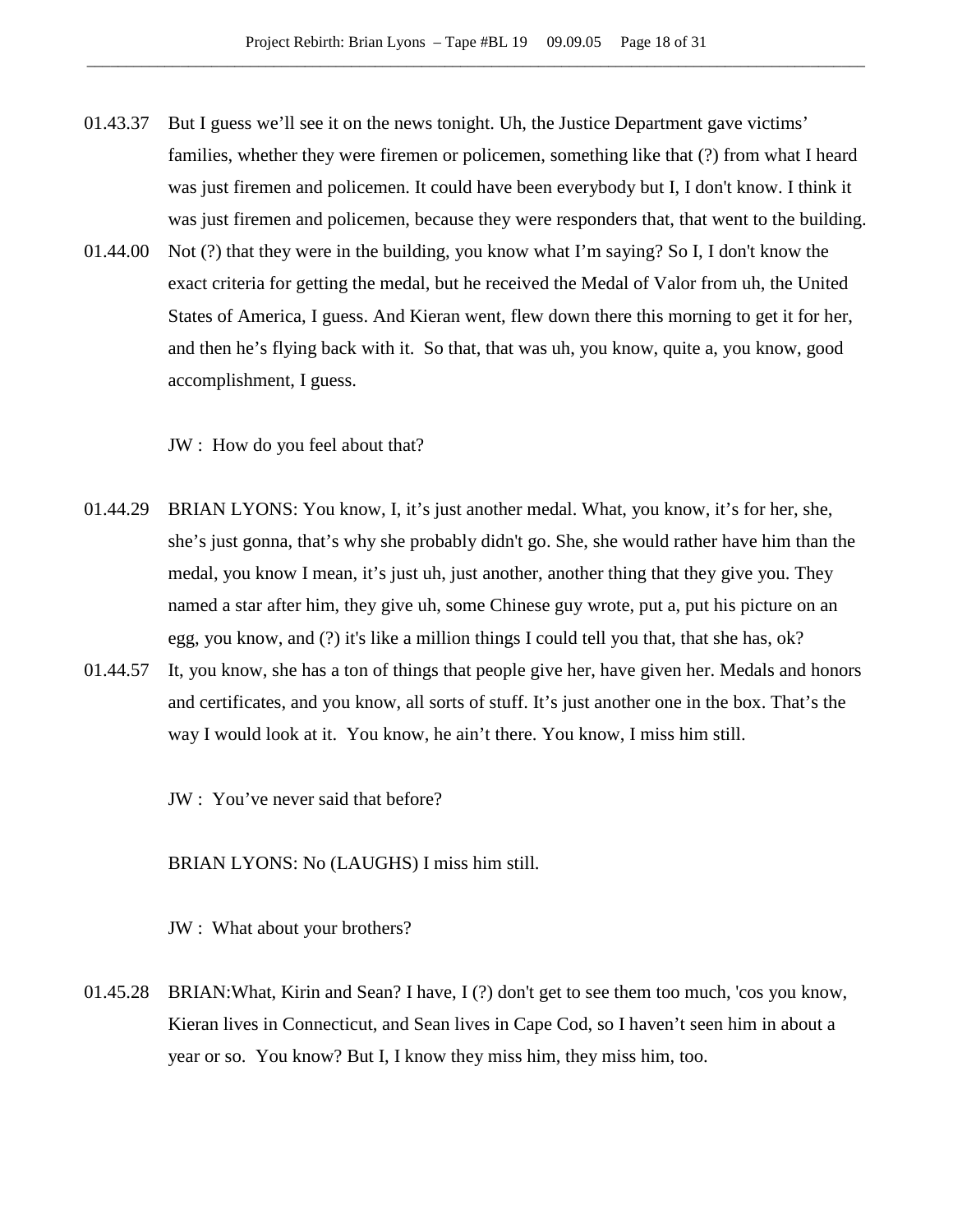01.43.37 But I guess we'll see it on the news tonight. Uh, the Justice Department gave victims' families, whether they were firemen or policemen, something like that (?) from what I heard was just firemen and policemen. It could have been everybody but I, I don't know. I think it was just firemen and policemen, because they were responders that, that went to the building.

01.44.00 Not (?) that they were in the building, you know what I'm saying? So I, I don't know the exact criteria for getting the medal, but he received the Medal of Valor from uh, the United States of America, I guess. And Kieran went, flew down there this morning to get it for her, and then he's flying back with it. So that, that was uh, you know, quite a, you know, good accomplishment, I guess.

JW : How do you feel about that?

01.44.29 BRIAN LYONS: You know, I, it's just another medal. What, you know, it's for her, she, she's just gonna, that's why she probably didn't go. She, she would rather have him than the medal, you know I mean, it's just uh, just another, another thing that they give you. They named a star after him, they give uh, some Chinese guy wrote, put a, put his picture on an egg, you know, and (?) it's like a million things I could tell you that, that she has, ok?

01.44.57 It, you know, she has a ton of things that people give her, have given her. Medals and honors and certificates, and you know, all sorts of stuff. It's just another one in the box. That's the way I would look at it. You know, he ain't there. You know, I miss him still.

JW : You've never said that before?

BRIAN LYONS: No (LAUGHS) I miss him still.

JW : What about your brothers?

01.45.28 BRIAN:What, Kirin and Sean? I have, I (?) don't get to see them too much, 'cos you know, Kieran lives in Connecticut, and Sean lives in Cape Cod, so I haven't seen him in about a year or so. You know? But I, I know they miss him, they miss him, too.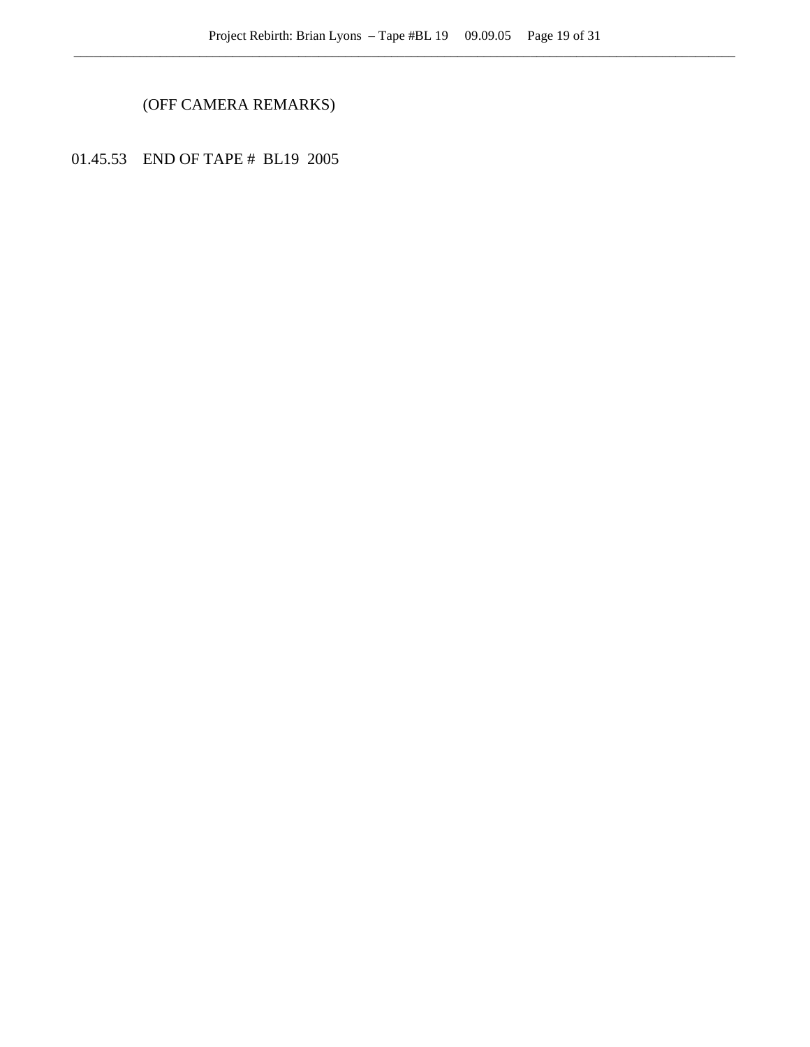(OFF CAMERA REMARKS)

01.45.53 END OF TAPE # BL19 2005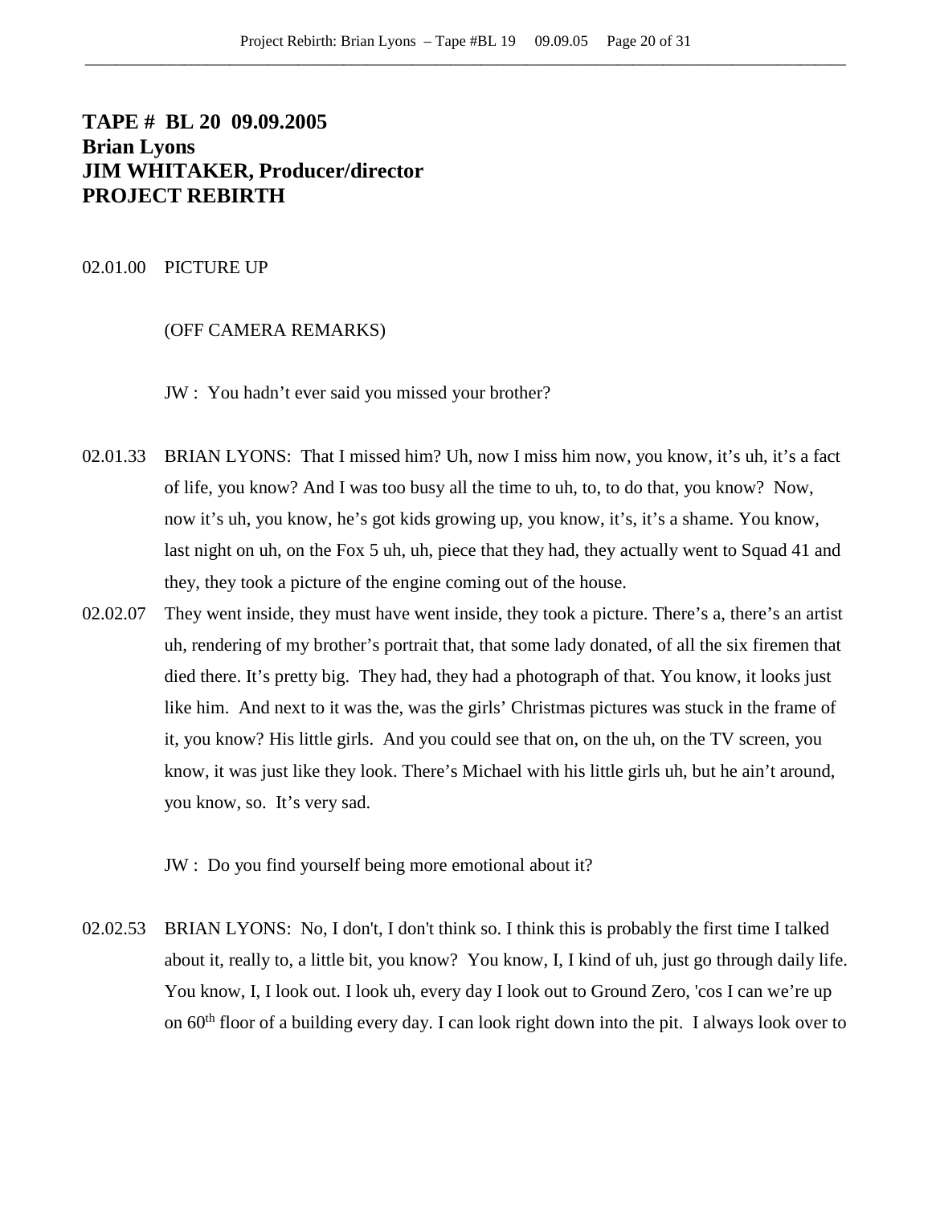**TAPE # BL 20 09.09.2005**
**Brian Lyons**
**JIM WHITAKER, Producer/director**
**PROJECT REBIRTH**

02.01.00 PICTURE UP

(OFF CAMERA REMARKS)

JW : You hadn't ever said you missed your brother?

02.01.33 BRIAN LYONS: That I missed him? Uh, now I miss him now, you know, it's uh, it's a fact of life, you know? And I was too busy all the time to uh, to, to do that, you know? Now, now it's uh, you know, he's got kids growing up, you know, it's, it's a shame. You know, last night on uh, on the Fox 5 uh, uh, piece that they had, they actually went to Squad 41 and they, they took a picture of the engine coming out of the house.

02.02.07 They went inside, they must have went inside, they took a picture. There's a, there's an artist uh, rendering of my brother's portrait that, that some lady donated, of all the six firemen that died there. It's pretty big. They had, they had a photograph of that. You know, it looks just like him. And next to it was the, was the girls' Christmas pictures was stuck in the frame of it, you know? His little girls. And you could see that on, on the uh, on the TV screen, you know, it was just like they look. There's Michael with his little girls uh, but he ain't around, you know, so. It's very sad.

JW : Do you find yourself being more emotional about it?

02.02.53 BRIAN LYONS: No, I don't, I don't think so. I think this is probably the first time I talked about it, really to, a little bit, you know? You know, I, I kind of uh, just go through daily life. You know, I, I look out. I look uh, every day I look out to Ground Zero, 'cos I can we're up on 60th floor of a building every day. I can look right down into the pit. I always look over to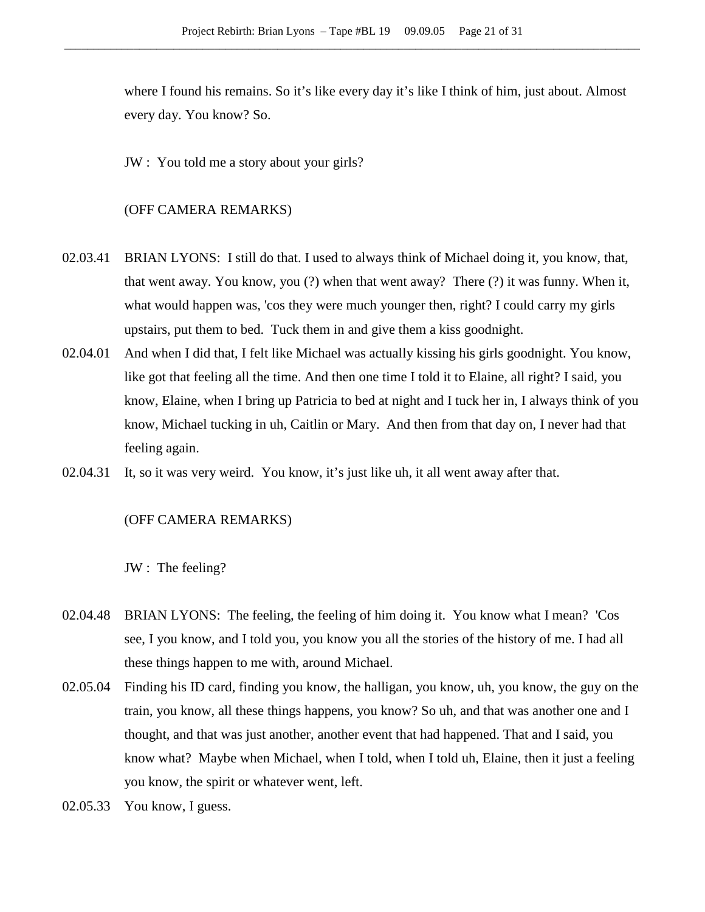where I found his remains. So it's like every day it's like I think of him, just about. Almost every day. You know? So.

JW : You told me a story about your girls?

(OFF CAMERA REMARKS)

02.03.41 BRIAN LYONS: I still do that. I used to always think of Michael doing it, you know, that, that went away. You know, you (?) when that went away? There (?) it was funny. When it, what would happen was, 'cos they were much younger then, right? I could carry my girls upstairs, put them to bed. Tuck them in and give them a kiss goodnight.

02.04.01 And when I did that, I felt like Michael was actually kissing his girls goodnight. You know, like got that feeling all the time. And then one time I told it to Elaine, all right? I said, you know, Elaine, when I bring up Patricia to bed at night and I tuck her in, I always think of you know, Michael tucking in uh, Caitlin or Mary. And then from that day on, I never had that feeling again.

02.04.31 It, so it was very weird. You know, it's just like uh, it all went away after that.

(OFF CAMERA REMARKS)

JW : The feeling?

02.04.48 BRIAN LYONS: The feeling, the feeling of him doing it. You know what I mean? 'Cos see, I you know, and I told you, you know you all the stories of the history of me. I had all these things happen to me with, around Michael.

02.05.04 Finding his ID card, finding you know, the halligan, you know, uh, you know, the guy on the train, you know, all these things happens, you know? So uh, and that was another one and I thought, and that was just another, another event that had happened. That and I said, you know what? Maybe when Michael, when I told, when I told uh, Elaine, then it just a feeling you know, the spirit or whatever went, left.

02.05.33 You know, I guess.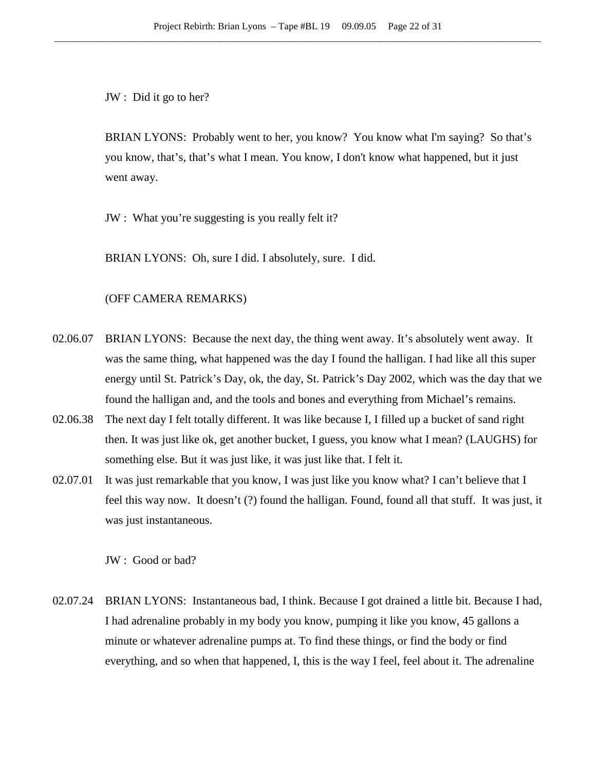JW : Did it go to her?

BRIAN LYONS: Probably went to her, you know? You know what I'm saying? So that's you know, that's, that's what I mean. You know, I don't know what happened, but it just went away.

JW : What you're suggesting is you really felt it?

BRIAN LYONS: Oh, sure I did. I absolutely, sure. I did.

(OFF CAMERA REMARKS)

02.06.07 BRIAN LYONS: Because the next day, the thing went away. It's absolutely went away. It was the same thing, what happened was the day I found the halligan. I had like all this super energy until St. Patrick's Day, ok, the day, St. Patrick's Day 2002, which was the day that we found the halligan and, and the tools and bones and everything from Michael's remains.

02.06.38 The next day I felt totally different. It was like because I, I filled up a bucket of sand right then. It was just like ok, get another bucket, I guess, you know what I mean? (LAUGHS) for something else. But it was just like, it was just like that. I felt it.

02.07.01 It was just remarkable that you know, I was just like you know what? I can't believe that I feel this way now. It doesn't (?) found the halligan. Found, found all that stuff. It was just, it was just instantaneous.

JW : Good or bad?

02.07.24 BRIAN LYONS: Instantaneous bad, I think. Because I got drained a little bit. Because I had, I had adrenaline probably in my body you know, pumping it like you know, 45 gallons a minute or whatever adrenaline pumps at. To find these things, or find the body or find everything, and so when that happened, I, this is the way I feel, feel about it. The adrenaline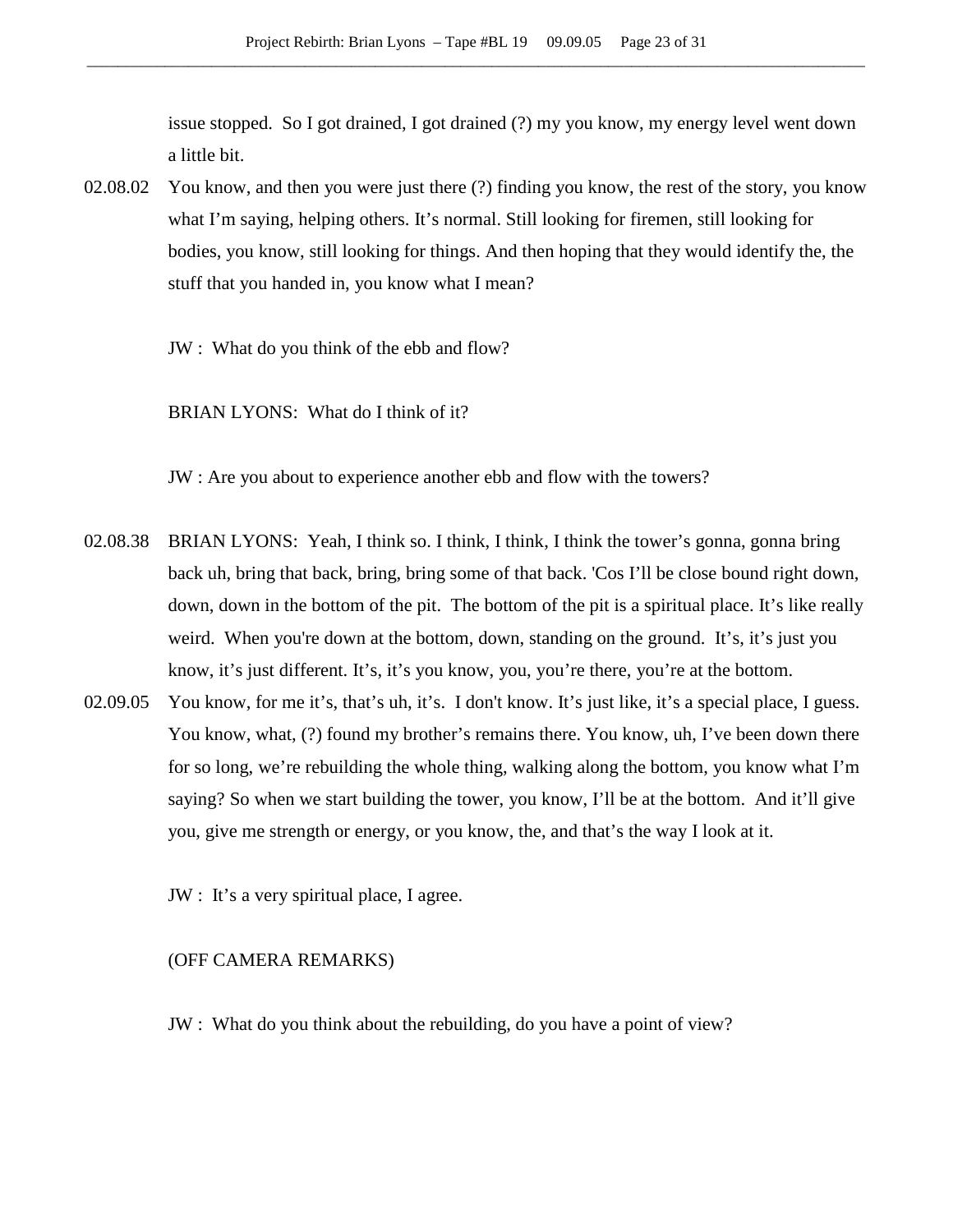issue stopped. So I got drained, I got drained (?) my you know, my energy level went down a little bit.

02.08.02 You know, and then you were just there (?) finding you know, the rest of the story, you know what I'm saying, helping others. It's normal. Still looking for firemen, still looking for bodies, you know, still looking for things. And then hoping that they would identify the, the stuff that you handed in, you know what I mean?

JW : What do you think of the ebb and flow?

BRIAN LYONS: What do I think of it?

JW : Are you about to experience another ebb and flow with the towers?

02.08.38 BRIAN LYONS: Yeah, I think so. I think, I think, I think the tower's gonna, gonna bring back uh, bring that back, bring, bring some of that back. 'Cos I'll be close bound right down, down, down in the bottom of the pit. The bottom of the pit is a spiritual place. It's like really weird. When you're down at the bottom, down, standing on the ground. It's, it's just you know, it's just different. It's, it's you know, you, you're there, you're at the bottom.

02.09.05 You know, for me it's, that's uh, it's. I don't know. It's just like, it's a special place, I guess. You know, what, (?) found my brother's remains there. You know, uh, I've been down there for so long, we're rebuilding the whole thing, walking along the bottom, you know what I'm saying? So when we start building the tower, you know, I'll be at the bottom. And it'll give you, give me strength or energy, or you know, the, and that's the way I look at it.

JW : It's a very spiritual place, I agree.

(OFF CAMERA REMARKS)

JW : What do you think about the rebuilding, do you have a point of view?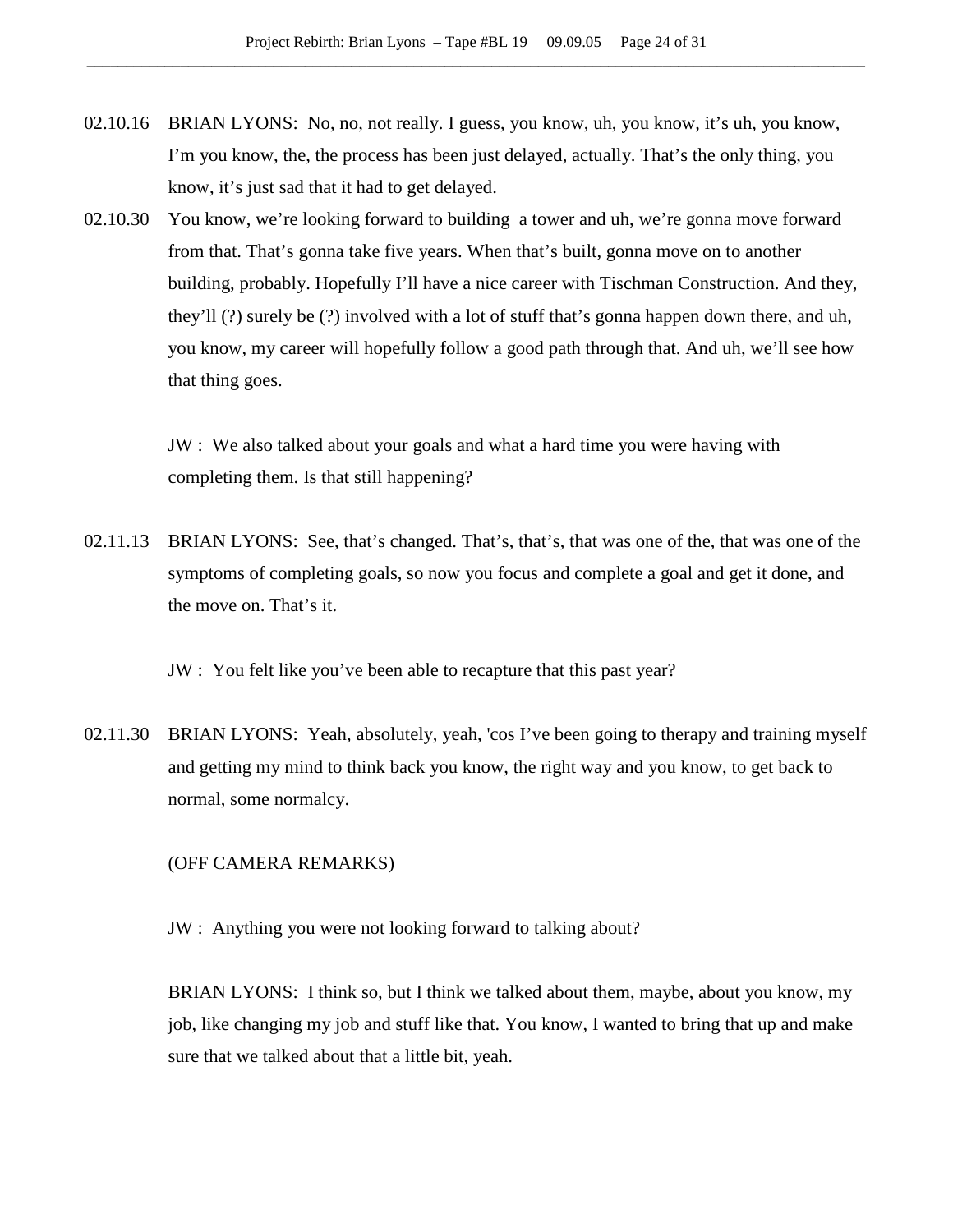02.10.16 BRIAN LYONS: No, no, not really. I guess, you know, uh, you know, it's uh, you know, I'm you know, the, the process has been just delayed, actually. That's the only thing, you know, it's just sad that it had to get delayed.

02.10.30 You know, we're looking forward to building a tower and uh, we're gonna move forward from that. That's gonna take five years. When that's built, gonna move on to another building, probably. Hopefully I'll have a nice career with Tischman Construction. And they, they'll (?) surely be (?) involved with a lot of stuff that's gonna happen down there, and uh, you know, my career will hopefully follow a good path through that. And uh, we'll see how that thing goes.

JW : We also talked about your goals and what a hard time you were having with completing them. Is that still happening?

02.11.13 BRIAN LYONS: See, that's changed. That's, that's, that was one of the, that was one of the symptoms of completing goals, so now you focus and complete a goal and get it done, and the move on. That's it.

JW : You felt like you've been able to recapture that this past year?

02.11.30 BRIAN LYONS: Yeah, absolutely, yeah, 'cos I've been going to therapy and training myself and getting my mind to think back you know, the right way and you know, to get back to normal, some normalcy.

(OFF CAMERA REMARKS)

JW : Anything you were not looking forward to talking about?

BRIAN LYONS: I think so, but I think we talked about them, maybe, about you know, my job, like changing my job and stuff like that. You know, I wanted to bring that up and make sure that we talked about that a little bit, yeah.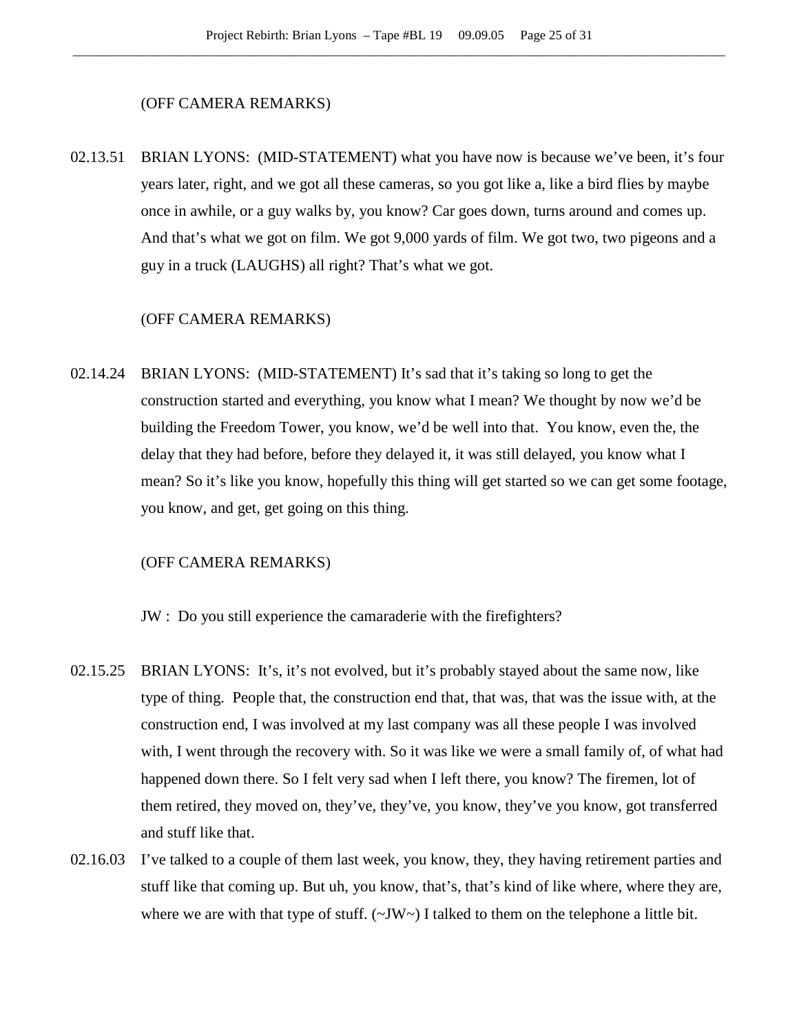(OFF CAMERA REMARKS)

02.13.51 BRIAN LYONS: (MID-STATEMENT) what you have now is because we've been, it's four years later, right, and we got all these cameras, so you got like a, like a bird flies by maybe once in awhile, or a guy walks by, you know? Car goes down, turns around and comes up. And that's what we got on film. We got 9,000 yards of film. We got two, two pigeons and a guy in a truck (LAUGHS) all right? That's what we got.

(OFF CAMERA REMARKS)

02.14.24 BRIAN LYONS: (MID-STATEMENT) It's sad that it's taking so long to get the construction started and everything, you know what I mean? We thought by now we'd be building the Freedom Tower, you know, we'd be well into that. You know, even the, the delay that they had before, before they delayed it, it was still delayed, you know what I mean? So it's like you know, hopefully this thing will get started so we can get some footage, you know, and get, get going on this thing.

(OFF CAMERA REMARKS)

JW : Do you still experience the camaraderie with the firefighters?

02.15.25 BRIAN LYONS: It's, it's not evolved, but it's probably stayed about the same now, like type of thing. People that, the construction end that, that was, that was the issue with, at the construction end, I was involved at my last company was all these people I was involved with, I went through the recovery with. So it was like we were a small family of, of what had happened down there. So I felt very sad when I left there, you know? The firemen, lot of them retired, they moved on, they've, they've, you know, they've you know, got transferred and stuff like that.

02.16.03 I've talked to a couple of them last week, you know, they, they having retirement parties and stuff like that coming up. But uh, you know, that's, that's kind of like where, where they are, where we are with that type of stuff. (~JW~) I talked to them on the telephone a little bit.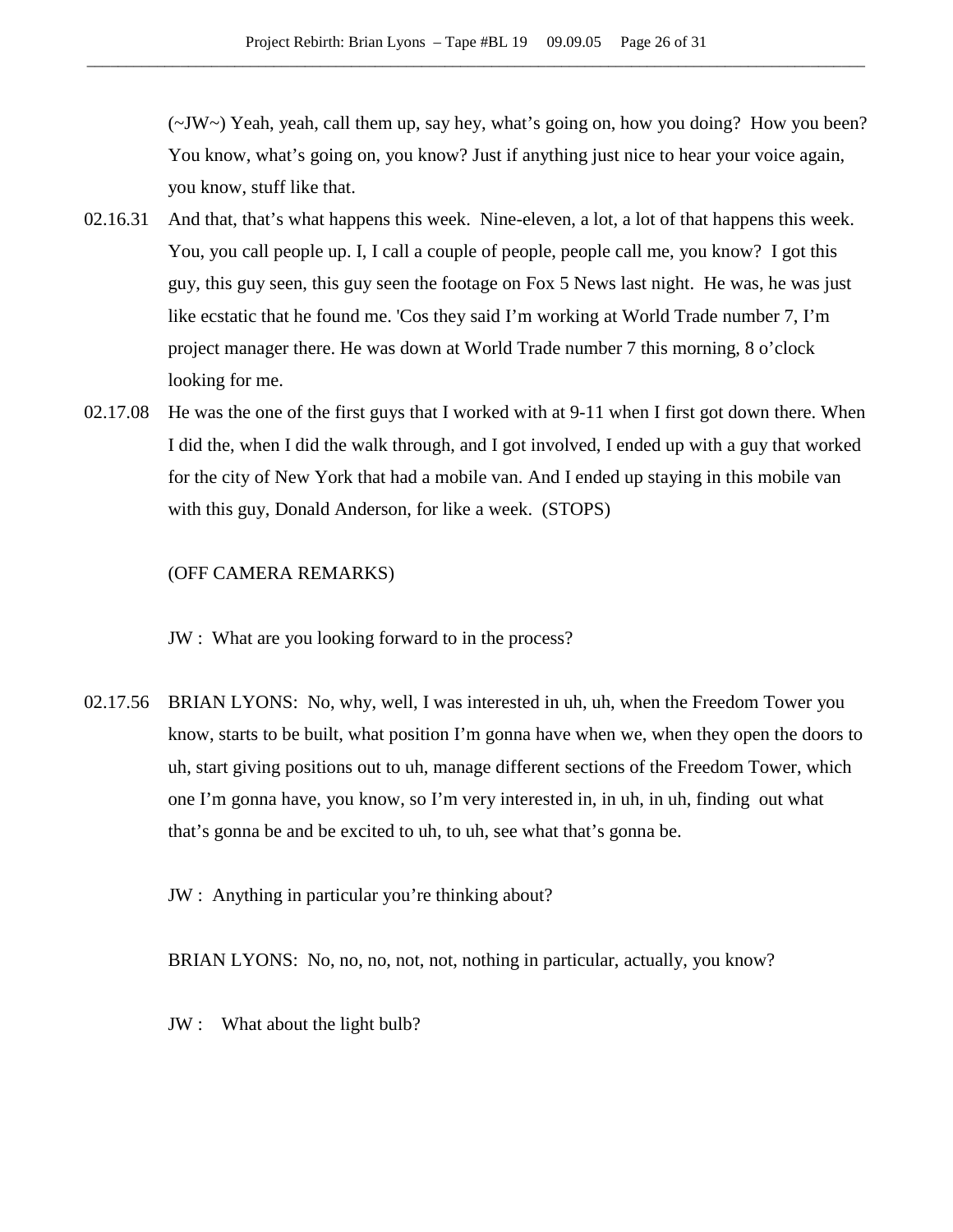(~JW~) Yeah, yeah, call them up, say hey, what's going on, how you doing? How you been? You know, what's going on, you know? Just if anything just nice to hear your voice again, you know, stuff like that.

02.16.31 And that, that's what happens this week. Nine-eleven, a lot, a lot of that happens this week. You, you call people up. I, I call a couple of people, people call me, you know? I got this guy, this guy seen, this guy seen the footage on Fox 5 News last night. He was, he was just like ecstatic that he found me. 'Cos they said I'm working at World Trade number 7, I'm project manager there. He was down at World Trade number 7 this morning, 8 o'clock looking for me.

02.17.08 He was the one of the first guys that I worked with at 9-11 when I first got down there. When I did the, when I did the walk through, and I got involved, I ended up with a guy that worked for the city of New York that had a mobile van. And I ended up staying in this mobile van with this guy, Donald Anderson, for like a week. (STOPS)

(OFF CAMERA REMARKS)

JW : What are you looking forward to in the process?

02.17.56 BRIAN LYONS: No, why, well, I was interested in uh, uh, when the Freedom Tower you know, starts to be built, what position I'm gonna have when we, when they open the doors to uh, start giving positions out to uh, manage different sections of the Freedom Tower, which one I'm gonna have, you know, so I'm very interested in, in uh, in uh, finding out what that's gonna be and be excited to uh, to uh, see what that's gonna be.

JW : Anything in particular you're thinking about?

BRIAN LYONS: No, no, no, not, not, nothing in particular, actually, you know?

JW : What about the light bulb?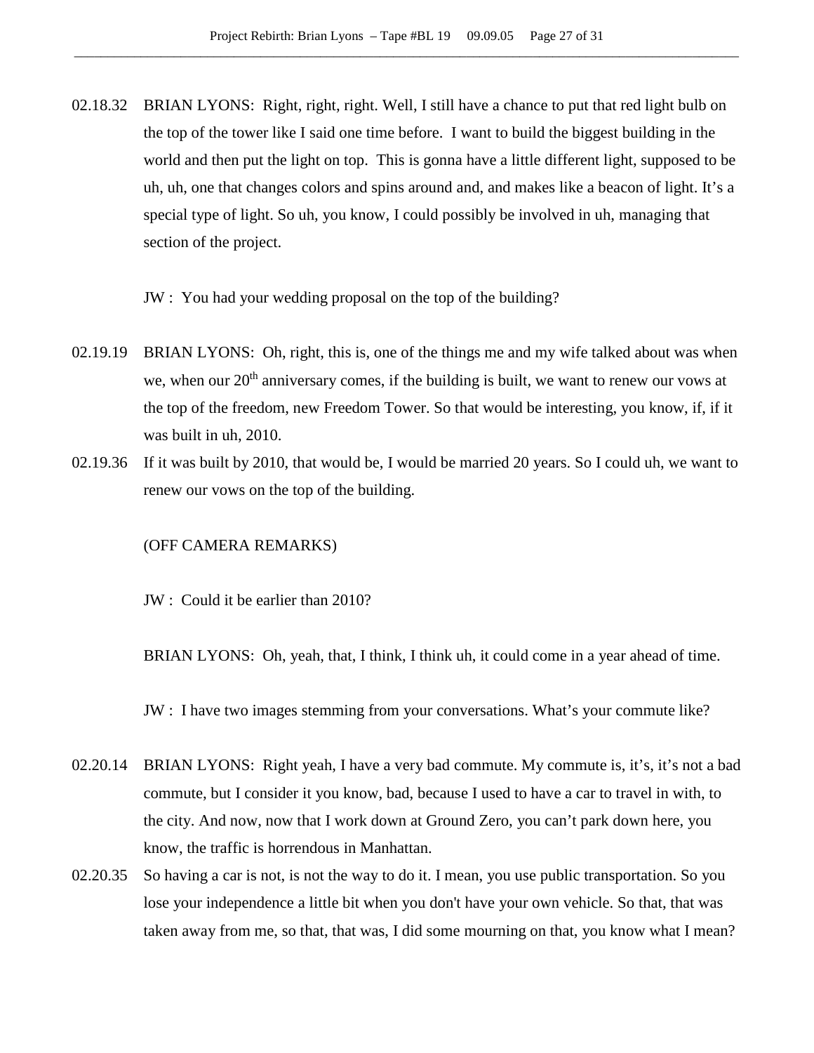02.18.32 BRIAN LYONS: Right, right, right. Well, I still have a chance to put that red light bulb on the top of the tower like I said one time before. I want to build the biggest building in the world and then put the light on top. This is gonna have a little different light, supposed to be uh, uh, one that changes colors and spins around and, and makes like a beacon of light. It's a special type of light. So uh, you know, I could possibly be involved in uh, managing that section of the project.

JW : You had your wedding proposal on the top of the building?

02.19.19 BRIAN LYONS: Oh, right, this is, one of the things me and my wife talked about was when we, when our 20th anniversary comes, if the building is built, we want to renew our vows at the top of the freedom, new Freedom Tower. So that would be interesting, you know, if, if it was built in uh, 2010.

02.19.36 If it was built by 2010, that would be, I would be married 20 years. So I could uh, we want to renew our vows on the top of the building.

(OFF CAMERA REMARKS)

JW : Could it be earlier than 2010?

BRIAN LYONS: Oh, yeah, that, I think, I think uh, it could come in a year ahead of time.

JW : I have two images stemming from your conversations. What's your commute like?

02.20.14 BRIAN LYONS: Right yeah, I have a very bad commute. My commute is, it's, it's not a bad commute, but I consider it you know, bad, because I used to have a car to travel in with, to the city. And now, now that I work down at Ground Zero, you can't park down here, you know, the traffic is horrendous in Manhattan.

02.20.35 So having a car is not, is not the way to do it. I mean, you use public transportation. So you lose your independence a little bit when you don't have your own vehicle. So that, that was taken away from me, so that, that was, I did some mourning on that, you know what I mean?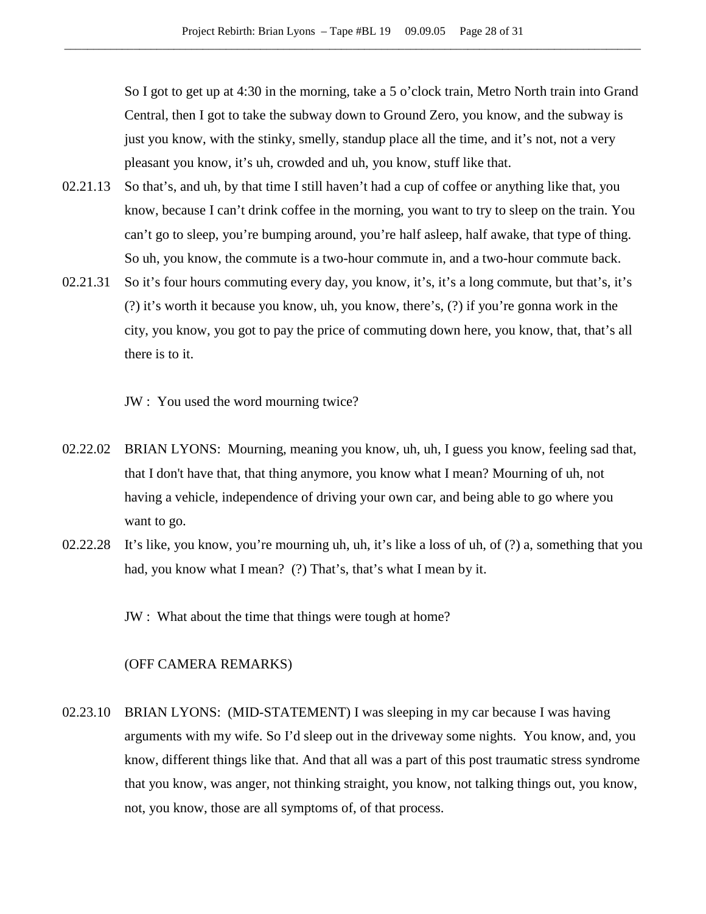So I got to get up at 4:30 in the morning, take a 5 o'clock train, Metro North train into Grand Central, then I got to take the subway down to Ground Zero, you know, and the subway is just you know, with the stinky, smelly, standup place all the time, and it's not, not a very pleasant you know, it's uh, crowded and uh, you know, stuff like that.

02.21.13 So that's, and uh, by that time I still haven't had a cup of coffee or anything like that, you know, because I can't drink coffee in the morning, you want to try to sleep on the train. You can't go to sleep, you're bumping around, you're half asleep, half awake, that type of thing. So uh, you know, the commute is a two-hour commute in, and a two-hour commute back.

02.21.31 So it's four hours commuting every day, you know, it's, it's a long commute, but that's, it's (?) it's worth it because you know, uh, you know, there's, (?) if you're gonna work in the city, you know, you got to pay the price of commuting down here, you know, that, that's all there is to it.

JW : You used the word mourning twice?

02.22.02 BRIAN LYONS: Mourning, meaning you know, uh, uh, I guess you know, feeling sad that, that I don't have that, that thing anymore, you know what I mean? Mourning of uh, not having a vehicle, independence of driving your own car, and being able to go where you want to go.

02.22.28 It's like, you know, you're mourning uh, uh, it's like a loss of uh, of (?) a, something that you had, you know what I mean? (?) That's, that's what I mean by it.

JW : What about the time that things were tough at home?

(OFF CAMERA REMARKS)

02.23.10 BRIAN LYONS: (MID-STATEMENT) I was sleeping in my car because I was having arguments with my wife. So I'd sleep out in the driveway some nights. You know, and, you know, different things like that. And that all was a part of this post traumatic stress syndrome that you know, was anger, not thinking straight, you know, not talking things out, you know, not, you know, those are all symptoms of, of that process.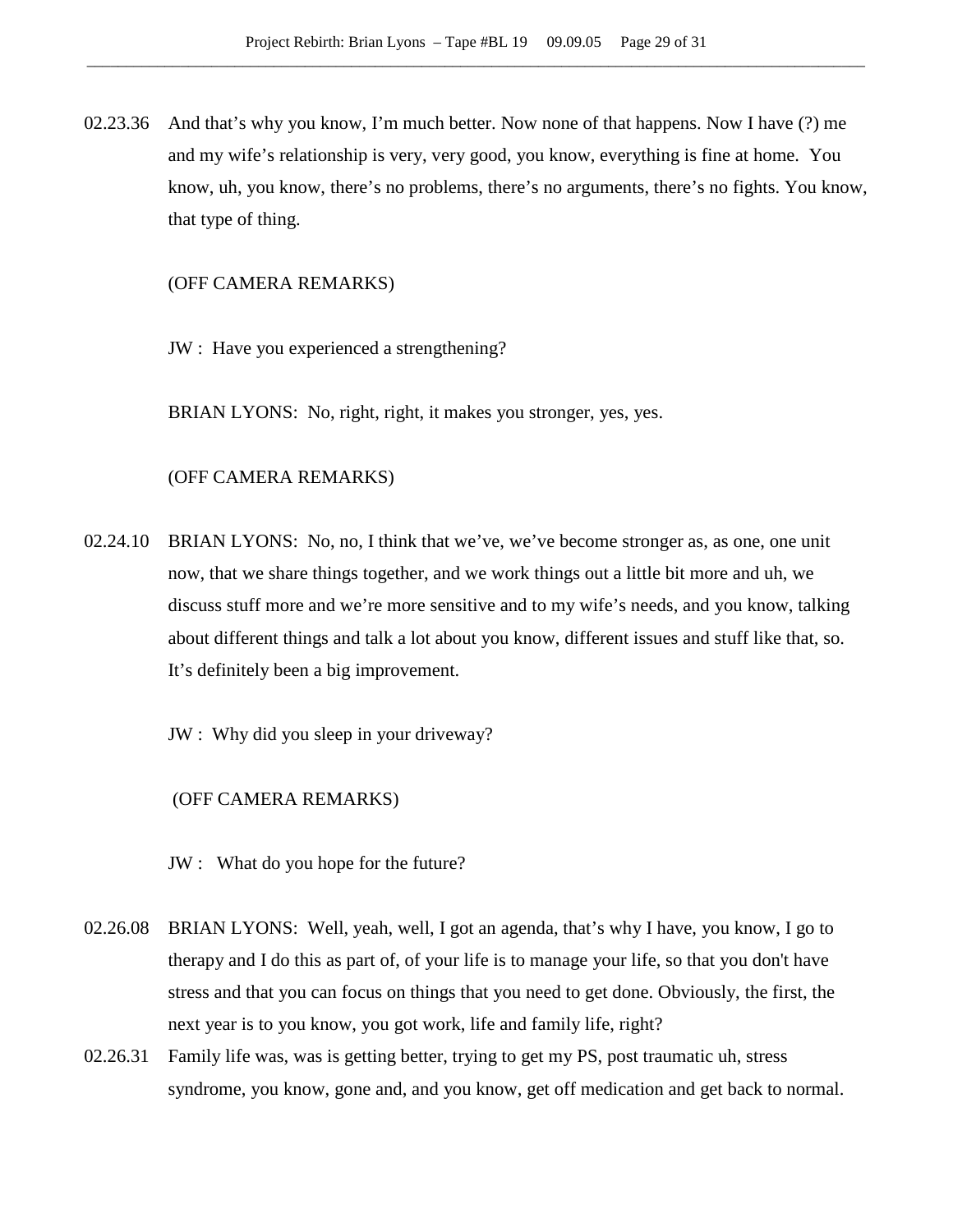02.23.36 And that's why you know, I'm much better. Now none of that happens. Now I have (?) me and my wife's relationship is very, very good, you know, everything is fine at home. You know, uh, you know, there's no problems, there's no arguments, there's no fights. You know, that type of thing.

(OFF CAMERA REMARKS)

JW : Have you experienced a strengthening?

BRIAN LYONS: No, right, right, it makes you stronger, yes, yes.

(OFF CAMERA REMARKS)

02.24.10 BRIAN LYONS: No, no, I think that we've, we've become stronger as, as one, one unit now, that we share things together, and we work things out a little bit more and uh, we discuss stuff more and we're more sensitive and to my wife's needs, and you know, talking about different things and talk a lot about you know, different issues and stuff like that, so. It's definitely been a big improvement.

JW : Why did you sleep in your driveway?

(OFF CAMERA REMARKS)

JW : What do you hope for the future?

02.26.08 BRIAN LYONS: Well, yeah, well, I got an agenda, that's why I have, you know, I go to therapy and I do this as part of, of your life is to manage your life, so that you don't have stress and that you can focus on things that you need to get done. Obviously, the first, the next year is to you know, you got work, life and family life, right?

02.26.31 Family life was, was is getting better, trying to get my PS, post traumatic uh, stress syndrome, you know, gone and, and you know, get off medication and get back to normal.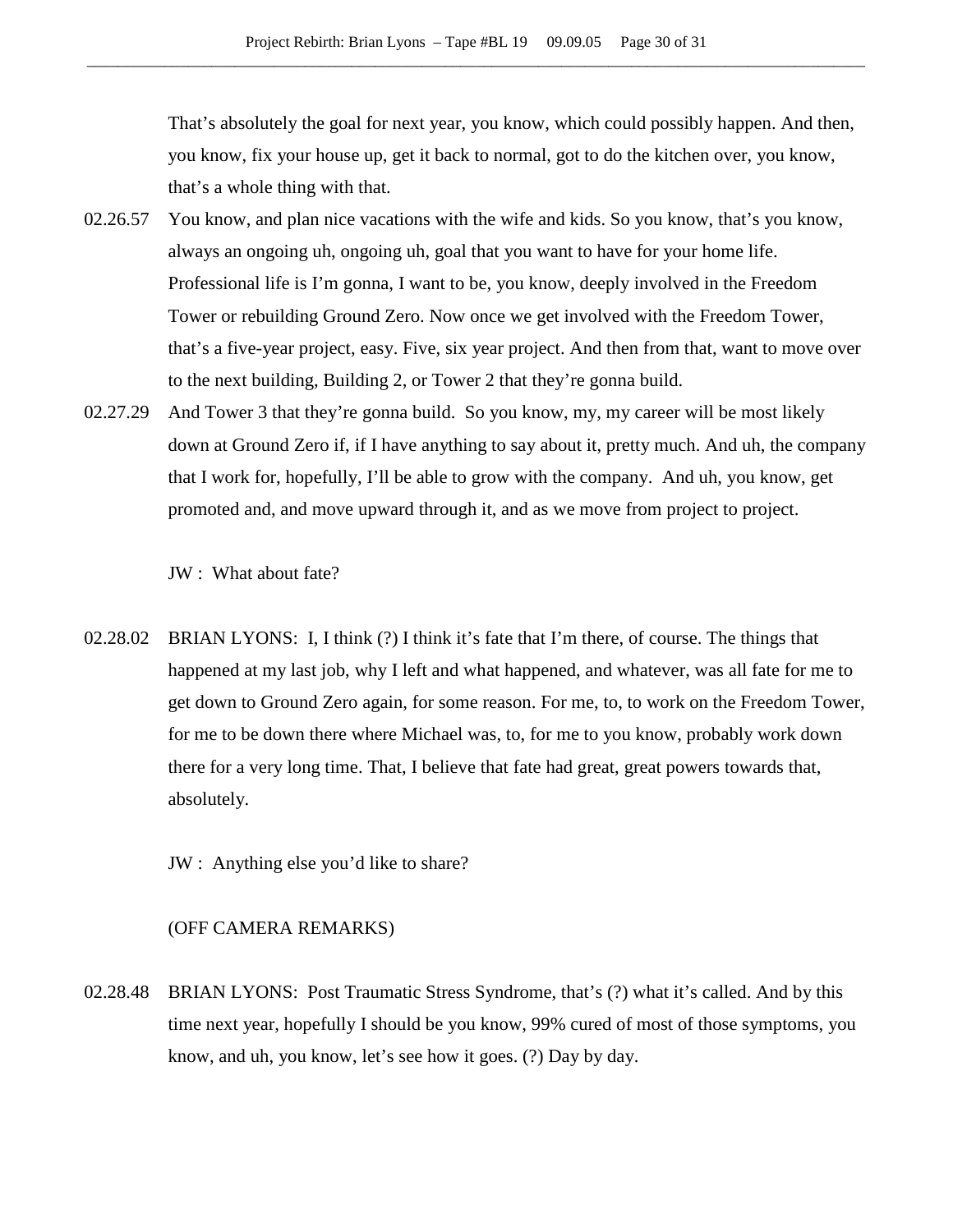That's absolutely the goal for next year, you know, which could possibly happen. And then, you know, fix your house up, get it back to normal, got to do the kitchen over, you know, that's a whole thing with that.

02.26.57 You know, and plan nice vacations with the wife and kids. So you know, that's you know, always an ongoing uh, ongoing uh, goal that you want to have for your home life. Professional life is I'm gonna, I want to be, you know, deeply involved in the Freedom Tower or rebuilding Ground Zero. Now once we get involved with the Freedom Tower, that's a five-year project, easy. Five, six year project. And then from that, want to move over to the next building, Building 2, or Tower 2 that they're gonna build.

02.27.29 And Tower 3 that they're gonna build. So you know, my, my career will be most likely down at Ground Zero if, if I have anything to say about it, pretty much. And uh, the company that I work for, hopefully, I'll be able to grow with the company. And uh, you know, get promoted and, and move upward through it, and as we move from project to project.

JW : What about fate?

02.28.02 BRIAN LYONS: I, I think (?) I think it's fate that I'm there, of course. The things that happened at my last job, why I left and what happened, and whatever, was all fate for me to get down to Ground Zero again, for some reason. For me, to, to work on the Freedom Tower, for me to be down there where Michael was, to, for me to you know, probably work down there for a very long time. That, I believe that fate had great, great powers towards that, absolutely.

JW : Anything else you'd like to share?

(OFF CAMERA REMARKS)

02.28.48 BRIAN LYONS: Post Traumatic Stress Syndrome, that's (?) what it's called. And by this time next year, hopefully I should be you know, 99% cured of most of those symptoms, you know, and uh, you know, let's see how it goes. (?) Day by day.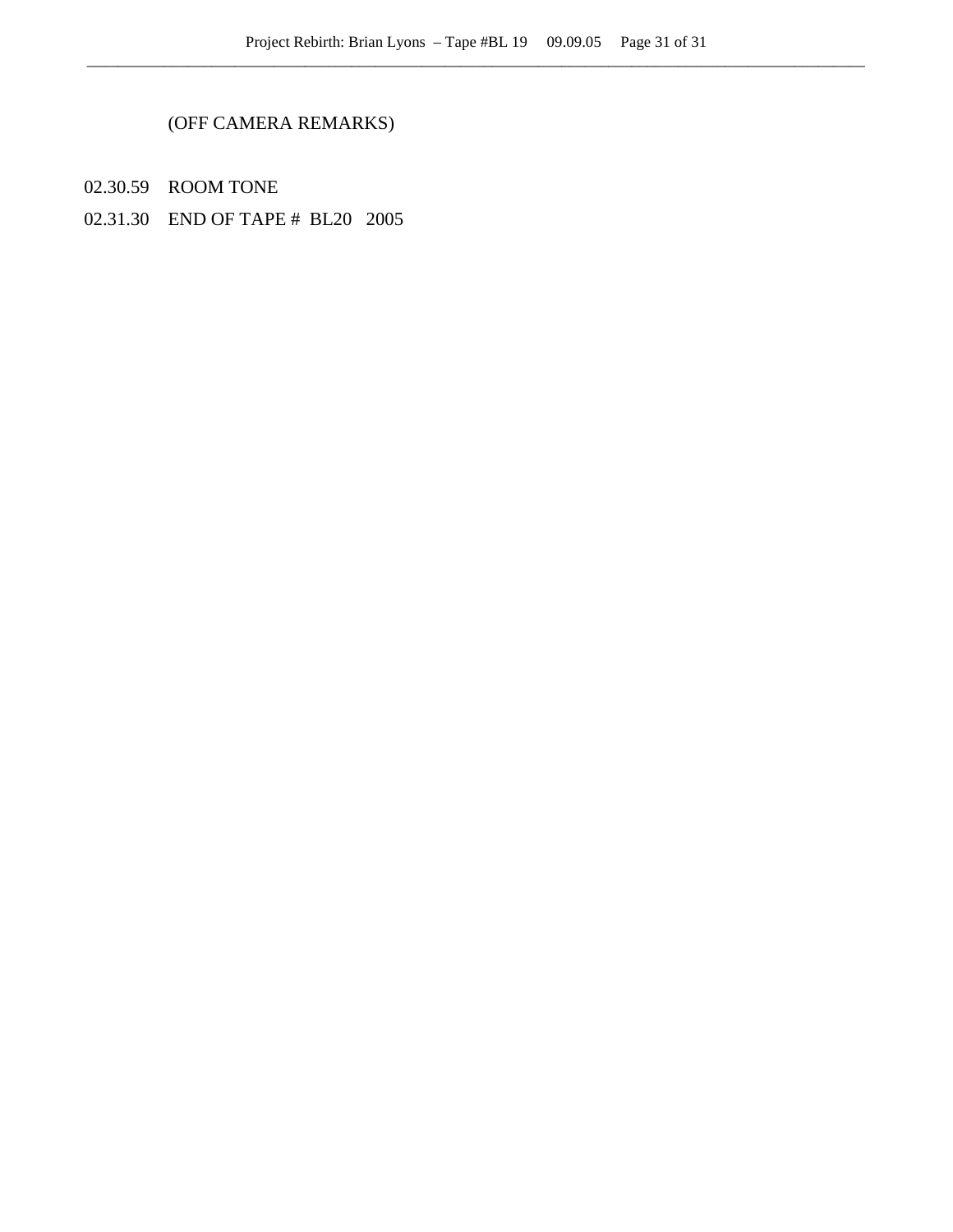(OFF CAMERA REMARKS)

02.30.59 ROOM TONE

02.31.30 END OF TAPE # BL20 2005